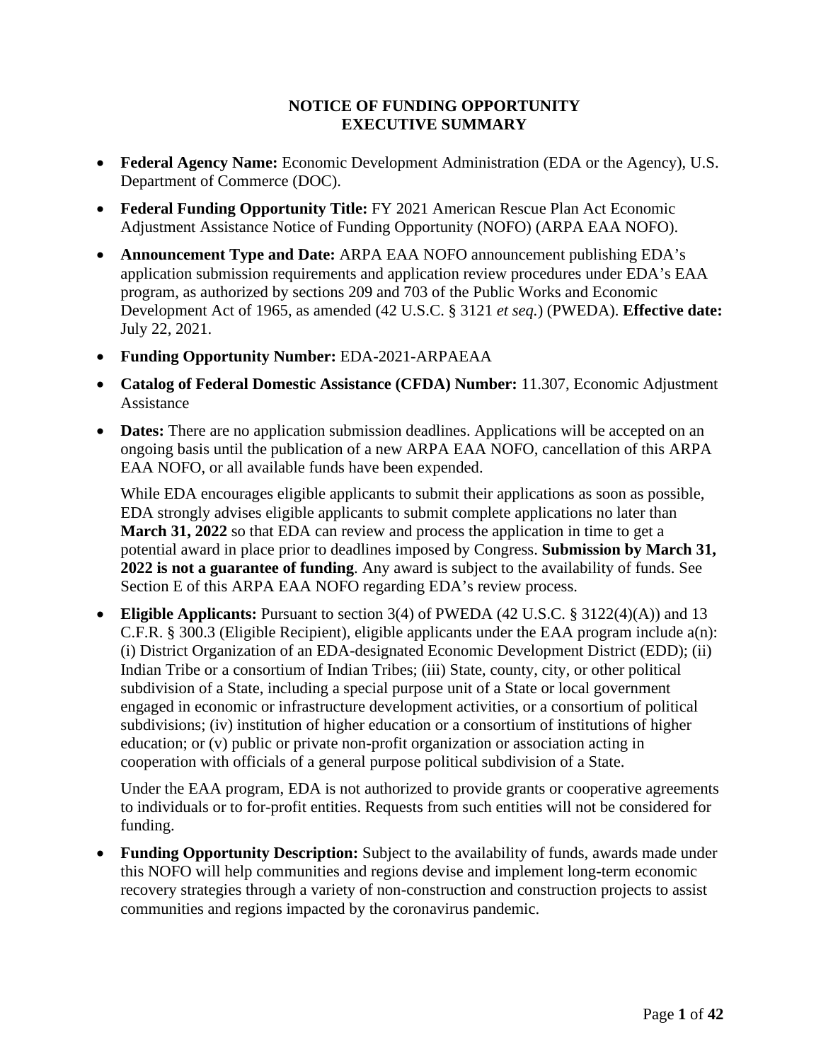# NOTICE OF FUNDING OPPORTUNITY
# EXECUTIVE SUMMARY

- **Federal Agency Name:** Economic Development Administration (EDA or the Agency), U.S. Department of Commerce (DOC).
- **Federal Funding Opportunity Title:** FY 2021 American Rescue Plan Act Economic Adjustment Assistance Notice of Funding Opportunity (NOFO) (ARPA EAA NOFO).
- **Announcement Type and Date:** ARPA EAA NOFO announcement publishing EDA's application submission requirements and application review procedures under EDA's EAA program, as authorized by sections 209 and 703 of the Public Works and Economic Development Act of 1965, as amended (42 U.S.C. § 3121 *et seq.*) (PWEDA). **Effective date:** July 22, 2021.
- **Funding Opportunity Number:** EDA-2021-ARPAEAA
- **Catalog of Federal Domestic Assistance (CFDA) Number:** 11.307, Economic Adjustment Assistance
- **Dates:** There are no application submission deadlines. Applications will be accepted on an ongoing basis until the publication of a new ARPA EAA NOFO, cancellation of this ARPA EAA NOFO, or all available funds have been expended.

  While EDA encourages eligible applicants to submit their applications as soon as possible, EDA strongly advises eligible applicants to submit complete applications no later than **March 31, 2022** so that EDA can review and process the application in time to get a potential award in place prior to deadlines imposed by Congress. **Submission by March 31, 2022 is not a guarantee of funding**. Any award is subject to the availability of funds. See Section E of this ARPA EAA NOFO regarding EDA's review process.
- **Eligible Applicants:** Pursuant to section 3(4) of PWEDA (42 U.S.C. § 3122(4)(A)) and 13 C.F.R. § 300.3 (Eligible Recipient), eligible applicants under the EAA program include a(n): (i) District Organization of an EDA-designated Economic Development District (EDD); (ii) Indian Tribe or a consortium of Indian Tribes; (iii) State, county, city, or other political subdivision of a State, including a special purpose unit of a State or local government engaged in economic or infrastructure development activities, or a consortium of political subdivisions; (iv) institution of higher education or a consortium of institutions of higher education; or (v) public or private non-profit organization or association acting in cooperation with officials of a general purpose political subdivision of a State.

  Under the EAA program, EDA is not authorized to provide grants or cooperative agreements to individuals or to for-profit entities. Requests from such entities will not be considered for funding.
- **Funding Opportunity Description:** Subject to the availability of funds, awards made under this NOFO will help communities and regions devise and implement long-term economic recovery strategies through a variety of non-construction and construction projects to assist communities and regions impacted by the coronavirus pandemic.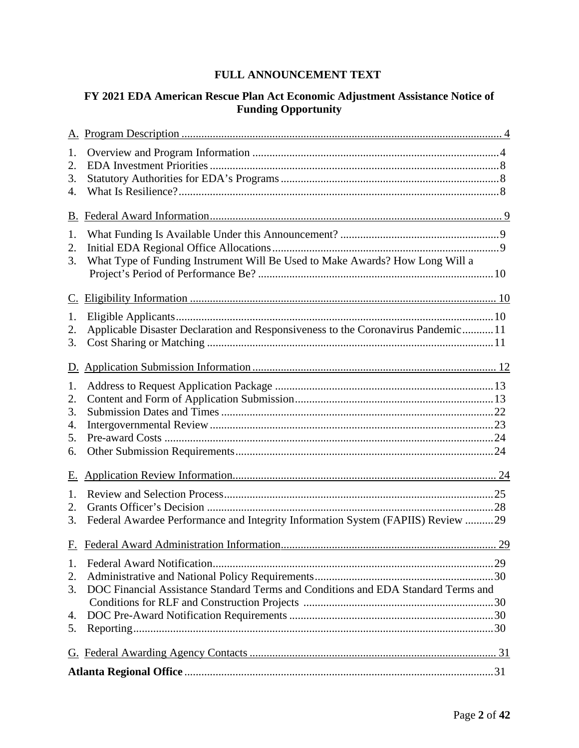**FULL ANNOUNCEMENT TEXT**

**FY 2021 EDA American Rescue Plan Act Economic Adjustment Assistance Notice of Funding Opportunity**

A. Program Description ........ 4

1. Overview and Program Information ........ 4
2. EDA Investment Priorities ........ 8
3. Statutory Authorities for EDA's Programs ........ 8
4. What Is Resilience? ........ 8

B. Federal Award Information ........ 9

1. What Funding Is Available Under this Announcement? ........ 9
2. Initial EDA Regional Office Allocations ........ 9
3. What Type of Funding Instrument Will Be Used to Make Awards? How Long Will a Project's Period of Performance Be? ........ 10

C. Eligibility Information ........ 10

1. Eligible Applicants ........ 10
2. Applicable Disaster Declaration and Responsiveness to the Coronavirus Pandemic ........ 11
3. Cost Sharing or Matching ........ 11

D. Application Submission Information ........ 12

1. Address to Request Application Package ........ 13
2. Content and Form of Application Submission ........ 13
3. Submission Dates and Times ........ 22
4. Intergovernmental Review ........ 23
5. Pre-award Costs ........ 24
6. Other Submission Requirements ........ 24

E. Application Review Information ........ 24

1. Review and Selection Process ........ 25
2. Grants Officer's Decision ........ 28
3. Federal Awardee Performance and Integrity Information System (FAPIIS) Review ........ 29

F. Federal Award Administration Information ........ 29

1. Federal Award Notification ........ 29
2. Administrative and National Policy Requirements ........ 30
3. DOC Financial Assistance Standard Terms and Conditions and EDA Standard Terms and Conditions for RLF and Construction Projects ........ 30
4. DOC Pre-Award Notification Requirements ........ 30
5. Reporting ........ 30

G. Federal Awarding Agency Contacts ........ 31

**Atlanta Regional Office** ........ 31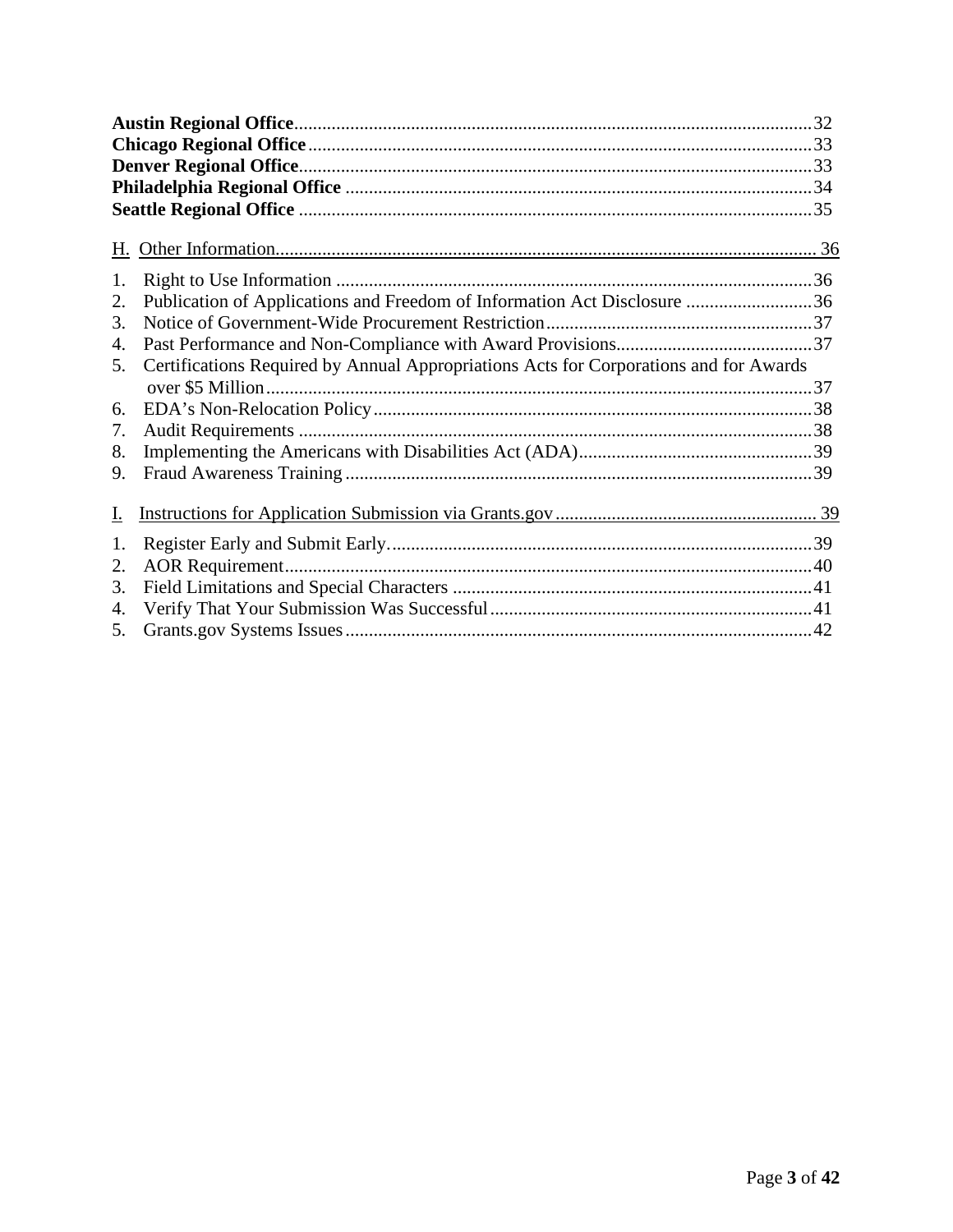**Austin Regional Office** .................................................................................................... 32
**Chicago Regional Office** .................................................................................................. 33
**Denver Regional Office** .................................................................................................... 33
**Philadelphia Regional Office** .......................................................................................... 34
**Seattle Regional Office** .................................................................................................... 35

H. Other Information ......................................................................................................... 36

1. Right to Use Information ............................................................................................ 36
2. Publication of Applications and Freedom of Information Act Disclosure ........................ 36
3. Notice of Government-Wide Procurement Restriction ...................................................... 37
4. Past Performance and Non-Compliance with Award Provisions ........................................ 37
5. Certifications Required by Annual Appropriations Acts for Corporations and for Awards over $5 Million ................................................................................................................. 37
6. EDA's Non-Relocation Policy ............................................................................................ 38
7. Audit Requirements ........................................................................................................ 38
8. Implementing the Americans with Disabilities Act (ADA) ................................................ 39
9. Fraud Awareness Training ................................................................................................ 39

I. Instructions for Application Submission via Grants.gov ..................................................... 39

1. Register Early and Submit Early ........................................................................................ 39
2. AOR Requirement ............................................................................................................... 40
3. Field Limitations and Special Characters .......................................................................... 41
4. Verify That Your Submission Was Successful ..................................................................... 41
5. Grants.gov Systems Issues .................................................................................................. 42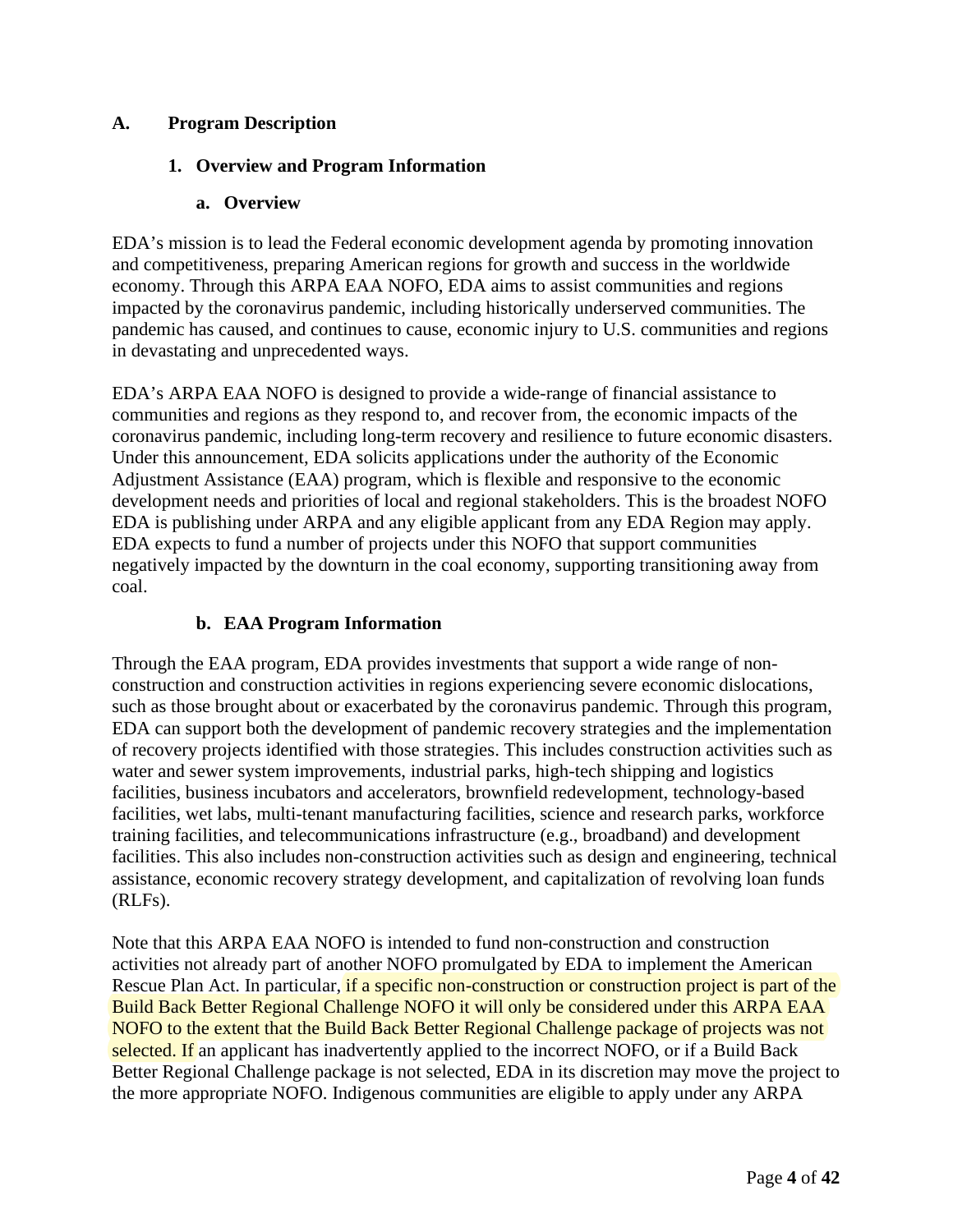## A. Program Description

### 1. Overview and Program Information

#### a. Overview

EDA's mission is to lead the Federal economic development agenda by promoting innovation and competitiveness, preparing American regions for growth and success in the worldwide economy. Through this ARPA EAA NOFO, EDA aims to assist communities and regions impacted by the coronavirus pandemic, including historically underserved communities. The pandemic has caused, and continues to cause, economic injury to U.S. communities and regions in devastating and unprecedented ways.

EDA's ARPA EAA NOFO is designed to provide a wide-range of financial assistance to communities and regions as they respond to, and recover from, the economic impacts of the coronavirus pandemic, including long-term recovery and resilience to future economic disasters. Under this announcement, EDA solicits applications under the authority of the Economic Adjustment Assistance (EAA) program, which is flexible and responsive to the economic development needs and priorities of local and regional stakeholders. This is the broadest NOFO EDA is publishing under ARPA and any eligible applicant from any EDA Region may apply. EDA expects to fund a number of projects under this NOFO that support communities negatively impacted by the downturn in the coal economy, supporting transitioning away from coal.

#### b. EAA Program Information

Through the EAA program, EDA provides investments that support a wide range of non-construction and construction activities in regions experiencing severe economic dislocations, such as those brought about or exacerbated by the coronavirus pandemic. Through this program, EDA can support both the development of pandemic recovery strategies and the implementation of recovery projects identified with those strategies. This includes construction activities such as water and sewer system improvements, industrial parks, high-tech shipping and logistics facilities, business incubators and accelerators, brownfield redevelopment, technology-based facilities, wet labs, multi-tenant manufacturing facilities, science and research parks, workforce training facilities, and telecommunications infrastructure (e.g., broadband) and development facilities. This also includes non-construction activities such as design and engineering, technical assistance, economic recovery strategy development, and capitalization of revolving loan funds (RLFs).

Note that this ARPA EAA NOFO is intended to fund non-construction and construction activities not already part of another NOFO promulgated by EDA to implement the American Rescue Plan Act. In particular, if a specific non-construction or construction project is part of the Build Back Better Regional Challenge NOFO it will only be considered under this ARPA EAA NOFO to the extent that the Build Back Better Regional Challenge package of projects was not selected. If an applicant has inadvertently applied to the incorrect NOFO, or if a Build Back Better Regional Challenge package is not selected, EDA in its discretion may move the project to the more appropriate NOFO. Indigenous communities are eligible to apply under any ARPA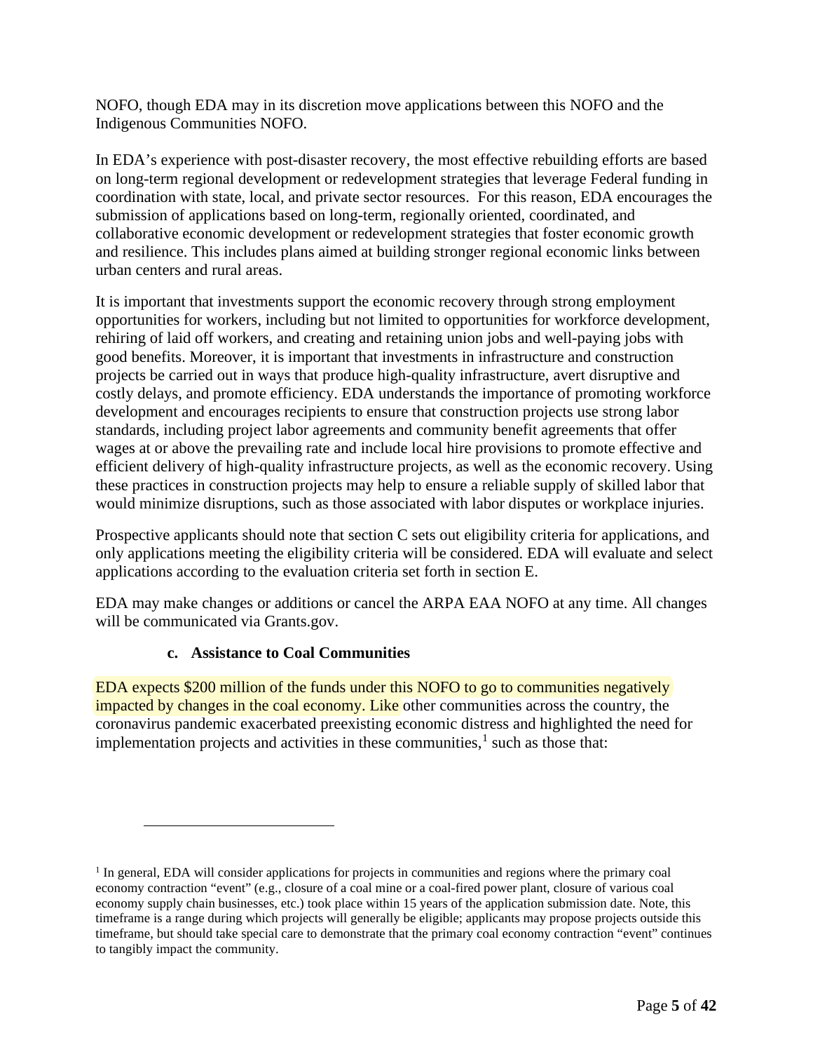NOFO, though EDA may in its discretion move applications between this NOFO and the Indigenous Communities NOFO.

In EDA's experience with post-disaster recovery, the most effective rebuilding efforts are based on long-term regional development or redevelopment strategies that leverage Federal funding in coordination with state, local, and private sector resources. For this reason, EDA encourages the submission of applications based on long-term, regionally oriented, coordinated, and collaborative economic development or redevelopment strategies that foster economic growth and resilience. This includes plans aimed at building stronger regional economic links between urban centers and rural areas.

It is important that investments support the economic recovery through strong employment opportunities for workers, including but not limited to opportunities for workforce development, rehiring of laid off workers, and creating and retaining union jobs and well-paying jobs with good benefits. Moreover, it is important that investments in infrastructure and construction projects be carried out in ways that produce high-quality infrastructure, avert disruptive and costly delays, and promote efficiency. EDA understands the importance of promoting workforce development and encourages recipients to ensure that construction projects use strong labor standards, including project labor agreements and community benefit agreements that offer wages at or above the prevailing rate and include local hire provisions to promote effective and efficient delivery of high-quality infrastructure projects, as well as the economic recovery. Using these practices in construction projects may help to ensure a reliable supply of skilled labor that would minimize disruptions, such as those associated with labor disputes or workplace injuries.

Prospective applicants should note that section C sets out eligibility criteria for applications, and only applications meeting the eligibility criteria will be considered. EDA will evaluate and select applications according to the evaluation criteria set forth in section E.

EDA may make changes or additions or cancel the ARPA EAA NOFO at any time. All changes will be communicated via Grants.gov.

### c. Assistance to Coal Communities

EDA expects $200 million of the funds under this NOFO to go to communities negatively impacted by changes in the coal economy. Like other communities across the country, the coronavirus pandemic exacerbated preexisting economic distress and highlighted the need for implementation projects and activities in these communities,[1] such as those that:

[1] In general, EDA will consider applications for projects in communities and regions where the primary coal economy contraction "event" (e.g., closure of a coal mine or a coal-fired power plant, closure of various coal economy supply chain businesses, etc.) took place within 15 years of the application submission date. Note, this timeframe is a range during which projects will generally be eligible; applicants may propose projects outside this timeframe, but should take special care to demonstrate that the primary coal economy contraction "event" continues to tangibly impact the community.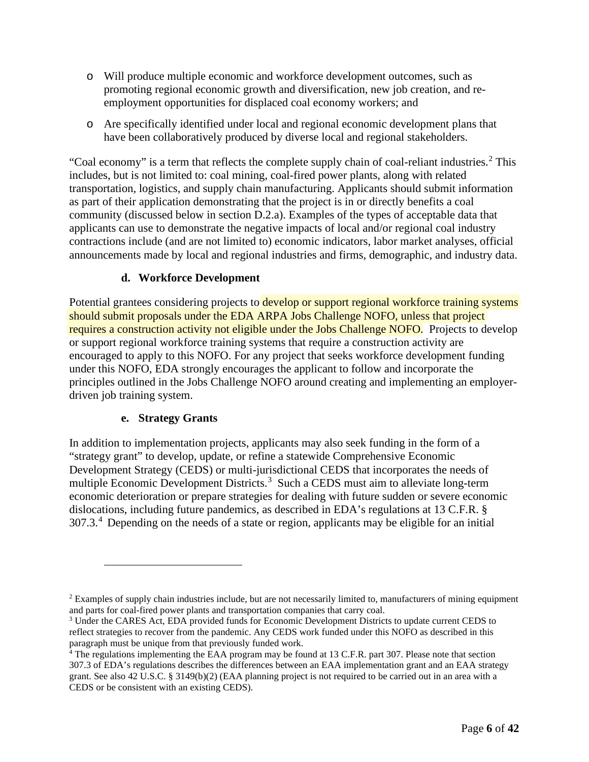- Will produce multiple economic and workforce development outcomes, such as promoting regional economic growth and diversification, new job creation, and re-employment opportunities for displaced coal economy workers; and
- Are specifically identified under local and regional economic development plans that have been collaboratively produced by diverse local and regional stakeholders.

"Coal economy" is a term that reflects the complete supply chain of coal-reliant industries.[2] This includes, but is not limited to: coal mining, coal-fired power plants, along with related transportation, logistics, and supply chain manufacturing. Applicants should submit information as part of their application demonstrating that the project is in or directly benefits a coal community (discussed below in section D.2.a). Examples of the types of acceptable data that applicants can use to demonstrate the negative impacts of local and/or regional coal industry contractions include (and are not limited to) economic indicators, labor market analyses, official announcements made by local and regional industries and firms, demographic, and industry data.

#### d. Workforce Development

Potential grantees considering projects to develop or support regional workforce training systems should submit proposals under the EDA ARPA Jobs Challenge NOFO, unless that project requires a construction activity not eligible under the Jobs Challenge NOFO. Projects to develop or support regional workforce training systems that require a construction activity are encouraged to apply to this NOFO. For any project that seeks workforce development funding under this NOFO, EDA strongly encourages the applicant to follow and incorporate the principles outlined in the Jobs Challenge NOFO around creating and implementing an employer-driven job training system.

#### e. Strategy Grants

In addition to implementation projects, applicants may also seek funding in the form of a "strategy grant" to develop, update, or refine a statewide Comprehensive Economic Development Strategy (CEDS) or multi-jurisdictional CEDS that incorporates the needs of multiple Economic Development Districts.[3] Such a CEDS must aim to alleviate long-term economic deterioration or prepare strategies for dealing with future sudden or severe economic dislocations, including future pandemics, as described in EDA's regulations at 13 C.F.R. § 307.3.[4] Depending on the needs of a state or region, applicants may be eligible for an initial

---

[2] Examples of supply chain industries include, but are not necessarily limited to, manufacturers of mining equipment and parts for coal-fired power plants and transportation companies that carry coal.

[3] Under the CARES Act, EDA provided funds for Economic Development Districts to update current CEDS to reflect strategies to recover from the pandemic. Any CEDS work funded under this NOFO as described in this paragraph must be unique from that previously funded work.

[4] The regulations implementing the EAA program may be found at 13 C.F.R. part 307. Please note that section 307.3 of EDA's regulations describes the differences between an EAA implementation grant and an EAA strategy grant. See also 42 U.S.C. § 3149(b)(2) (EAA planning project is not required to be carried out in an area with a CEDS or be consistent with an existing CEDS).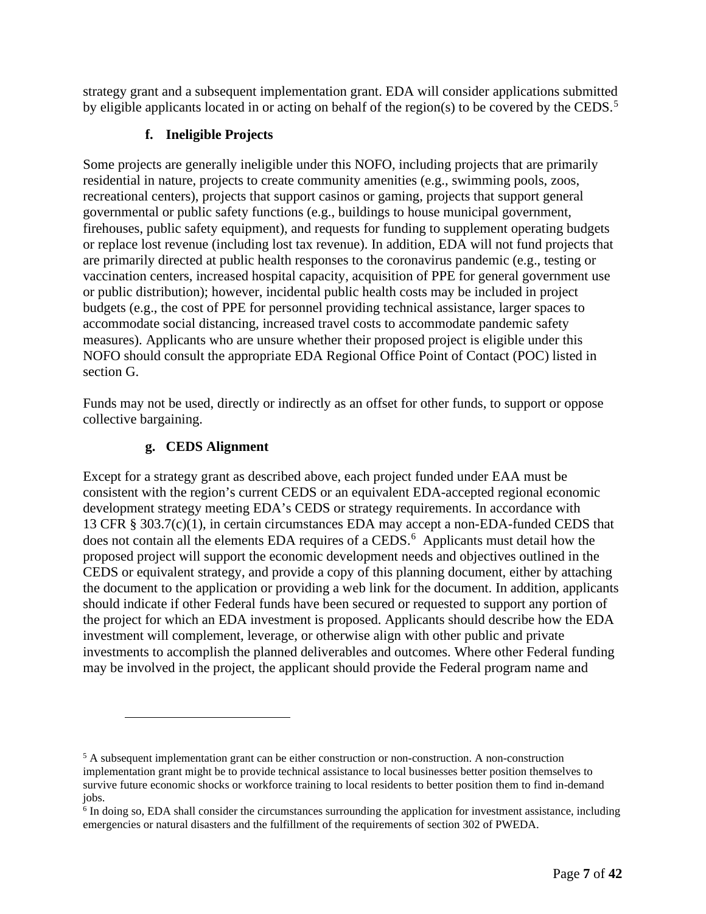strategy grant and a subsequent implementation grant. EDA will consider applications submitted by eligible applicants located in or acting on behalf of the region(s) to be covered by the CEDS.[5]

#### f. Ineligible Projects

Some projects are generally ineligible under this NOFO, including projects that are primarily residential in nature, projects to create community amenities (e.g., swimming pools, zoos, recreational centers), projects that support casinos or gaming, projects that support general governmental or public safety functions (e.g., buildings to house municipal government, firehouses, public safety equipment), and requests for funding to supplement operating budgets or replace lost revenue (including lost tax revenue). In addition, EDA will not fund projects that are primarily directed at public health responses to the coronavirus pandemic (e.g., testing or vaccination centers, increased hospital capacity, acquisition of PPE for general government use or public distribution); however, incidental public health costs may be included in project budgets (e.g., the cost of PPE for personnel providing technical assistance, larger spaces to accommodate social distancing, increased travel costs to accommodate pandemic safety measures). Applicants who are unsure whether their proposed project is eligible under this NOFO should consult the appropriate EDA Regional Office Point of Contact (POC) listed in section G.

Funds may not be used, directly or indirectly as an offset for other funds, to support or oppose collective bargaining.

#### g. CEDS Alignment

Except for a strategy grant as described above, each project funded under EAA must be consistent with the region's current CEDS or an equivalent EDA-accepted regional economic development strategy meeting EDA's CEDS or strategy requirements. In accordance with 13 CFR § 303.7(c)(1), in certain circumstances EDA may accept a non-EDA-funded CEDS that does not contain all the elements EDA requires of a CEDS.[6] Applicants must detail how the proposed project will support the economic development needs and objectives outlined in the CEDS or equivalent strategy, and provide a copy of this planning document, either by attaching the document to the application or providing a web link for the document. In addition, applicants should indicate if other Federal funds have been secured or requested to support any portion of the project for which an EDA investment is proposed. Applicants should describe how the EDA investment will complement, leverage, or otherwise align with other public and private investments to accomplish the planned deliverables and outcomes. Where other Federal funding may be involved in the project, the applicant should provide the Federal program name and

---

[5] A subsequent implementation grant can be either construction or non-construction. A non-construction implementation grant might be to provide technical assistance to local businesses better position themselves to survive future economic shocks or workforce training to local residents to better position them to find in-demand jobs.

[6] In doing so, EDA shall consider the circumstances surrounding the application for investment assistance, including emergencies or natural disasters and the fulfillment of the requirements of section 302 of PWEDA.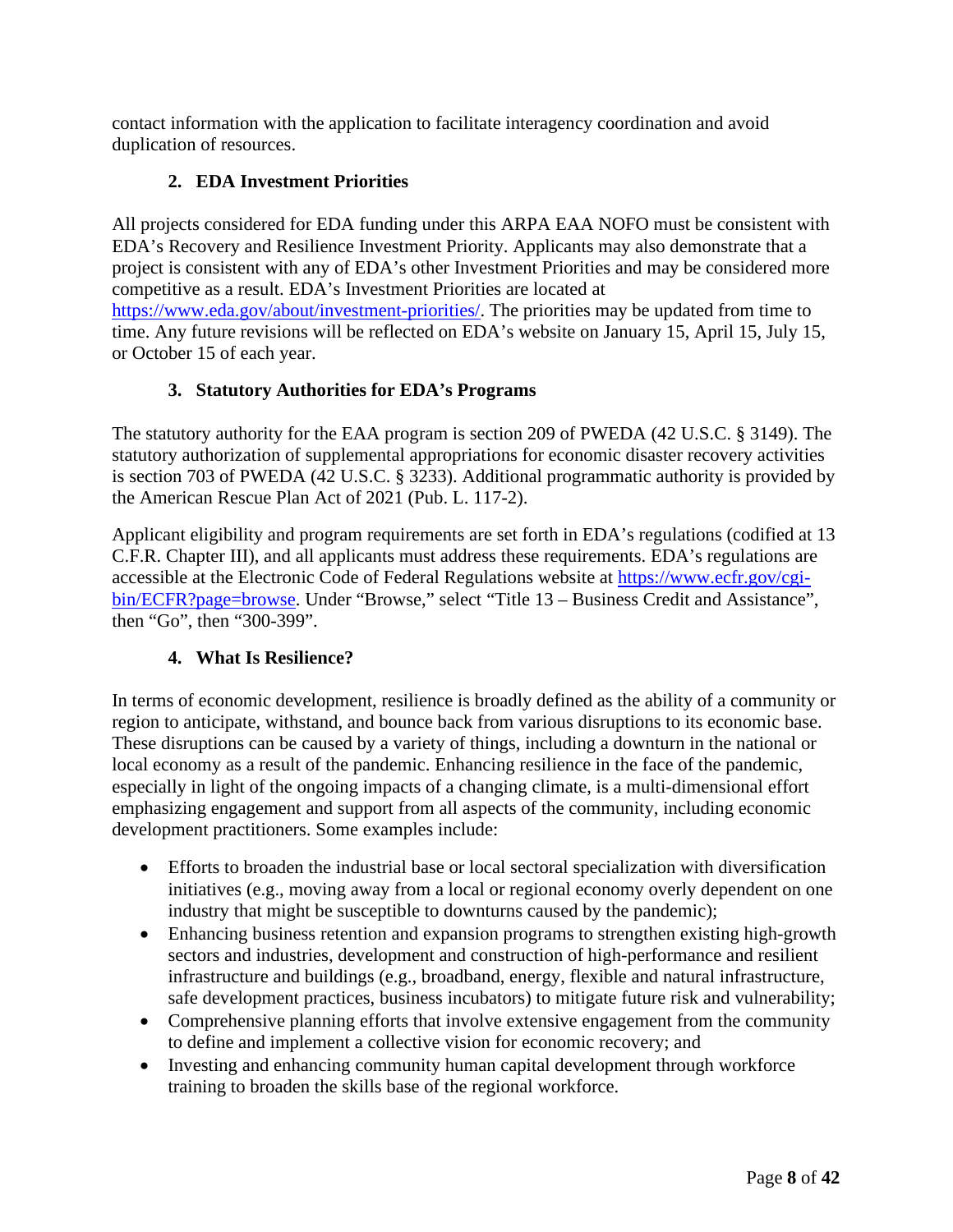contact information with the application to facilitate interagency coordination and avoid duplication of resources.

### 2. EDA Investment Priorities

All projects considered for EDA funding under this ARPA EAA NOFO must be consistent with EDA's Recovery and Resilience Investment Priority. Applicants may also demonstrate that a project is consistent with any of EDA's other Investment Priorities and may be considered more competitive as a result. EDA's Investment Priorities are located at [https://www.eda.gov/about/investment-priorities/](https://www.eda.gov/about/investment-priorities/). The priorities may be updated from time to time. Any future revisions will be reflected on EDA's website on January 15, April 15, July 15, or October 15 of each year.

### 3. Statutory Authorities for EDA's Programs

The statutory authority for the EAA program is section 209 of PWEDA (42 U.S.C. § 3149). The statutory authorization of supplemental appropriations for economic disaster recovery activities is section 703 of PWEDA (42 U.S.C. § 3233). Additional programmatic authority is provided by the American Rescue Plan Act of 2021 (Pub. L. 117-2).

Applicant eligibility and program requirements are set forth in EDA's regulations (codified at 13 C.F.R. Chapter III), and all applicants must address these requirements. EDA's regulations are accessible at the Electronic Code of Federal Regulations website at [https://www.ecfr.gov/cgi-bin/ECFR?page=browse](https://www.ecfr.gov/cgi-bin/ECFR?page=browse). Under "Browse," select "Title 13 – Business Credit and Assistance", then "Go", then "300-399".

### 4. What Is Resilience?

In terms of economic development, resilience is broadly defined as the ability of a community or region to anticipate, withstand, and bounce back from various disruptions to its economic base. These disruptions can be caused by a variety of things, including a downturn in the national or local economy as a result of the pandemic. Enhancing resilience in the face of the pandemic, especially in light of the ongoing impacts of a changing climate, is a multi-dimensional effort emphasizing engagement and support from all aspects of the community, including economic development practitioners. Some examples include:

- Efforts to broaden the industrial base or local sectoral specialization with diversification initiatives (e.g., moving away from a local or regional economy overly dependent on one industry that might be susceptible to downturns caused by the pandemic);
- Enhancing business retention and expansion programs to strengthen existing high-growth sectors and industries, development and construction of high-performance and resilient infrastructure and buildings (e.g., broadband, energy, flexible and natural infrastructure, safe development practices, business incubators) to mitigate future risk and vulnerability;
- Comprehensive planning efforts that involve extensive engagement from the community to define and implement a collective vision for economic recovery; and
- Investing and enhancing community human capital development through workforce training to broaden the skills base of the regional workforce.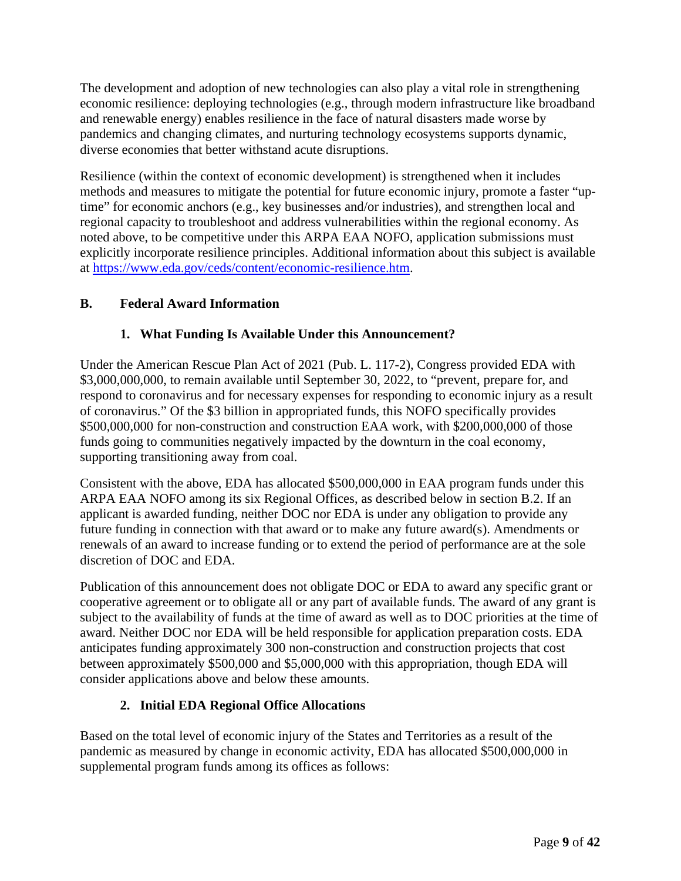The development and adoption of new technologies can also play a vital role in strengthening economic resilience: deploying technologies (e.g., through modern infrastructure like broadband and renewable energy) enables resilience in the face of natural disasters made worse by pandemics and changing climates, and nurturing technology ecosystems supports dynamic, diverse economies that better withstand acute disruptions.

Resilience (within the context of economic development) is strengthened when it includes methods and measures to mitigate the potential for future economic injury, promote a faster "up-time" for economic anchors (e.g., key businesses and/or industries), and strengthen local and regional capacity to troubleshoot and address vulnerabilities within the regional economy. As noted above, to be competitive under this ARPA EAA NOFO, application submissions must explicitly incorporate resilience principles. Additional information about this subject is available at https://www.eda.gov/ceds/content/economic-resilience.htm.

## B. Federal Award Information

### 1. What Funding Is Available Under this Announcement?

Under the American Rescue Plan Act of 2021 (Pub. L. 117-2), Congress provided EDA with $3,000,000,000, to remain available until September 30, 2022, to "prevent, prepare for, and respond to coronavirus and for necessary expenses for responding to economic injury as a result of coronavirus." Of the $3 billion in appropriated funds, this NOFO specifically provides $500,000,000 for non-construction and construction EAA work, with $200,000,000 of those funds going to communities negatively impacted by the downturn in the coal economy, supporting transitioning away from coal.

Consistent with the above, EDA has allocated $500,000,000 in EAA program funds under this ARPA EAA NOFO among its six Regional Offices, as described below in section B.2. If an applicant is awarded funding, neither DOC nor EDA is under any obligation to provide any future funding in connection with that award or to make any future award(s). Amendments or renewals of an award to increase funding or to extend the period of performance are at the sole discretion of DOC and EDA.

Publication of this announcement does not obligate DOC or EDA to award any specific grant or cooperative agreement or to obligate all or any part of available funds. The award of any grant is subject to the availability of funds at the time of award as well as to DOC priorities at the time of award. Neither DOC nor EDA will be held responsible for application preparation costs. EDA anticipates funding approximately 300 non-construction and construction projects that cost between approximately $500,000 and $5,000,000 with this appropriation, though EDA will consider applications above and below these amounts.

### 2. Initial EDA Regional Office Allocations

Based on the total level of economic injury of the States and Territories as a result of the pandemic as measured by change in economic activity, EDA has allocated $500,000,000 in supplemental program funds among its offices as follows: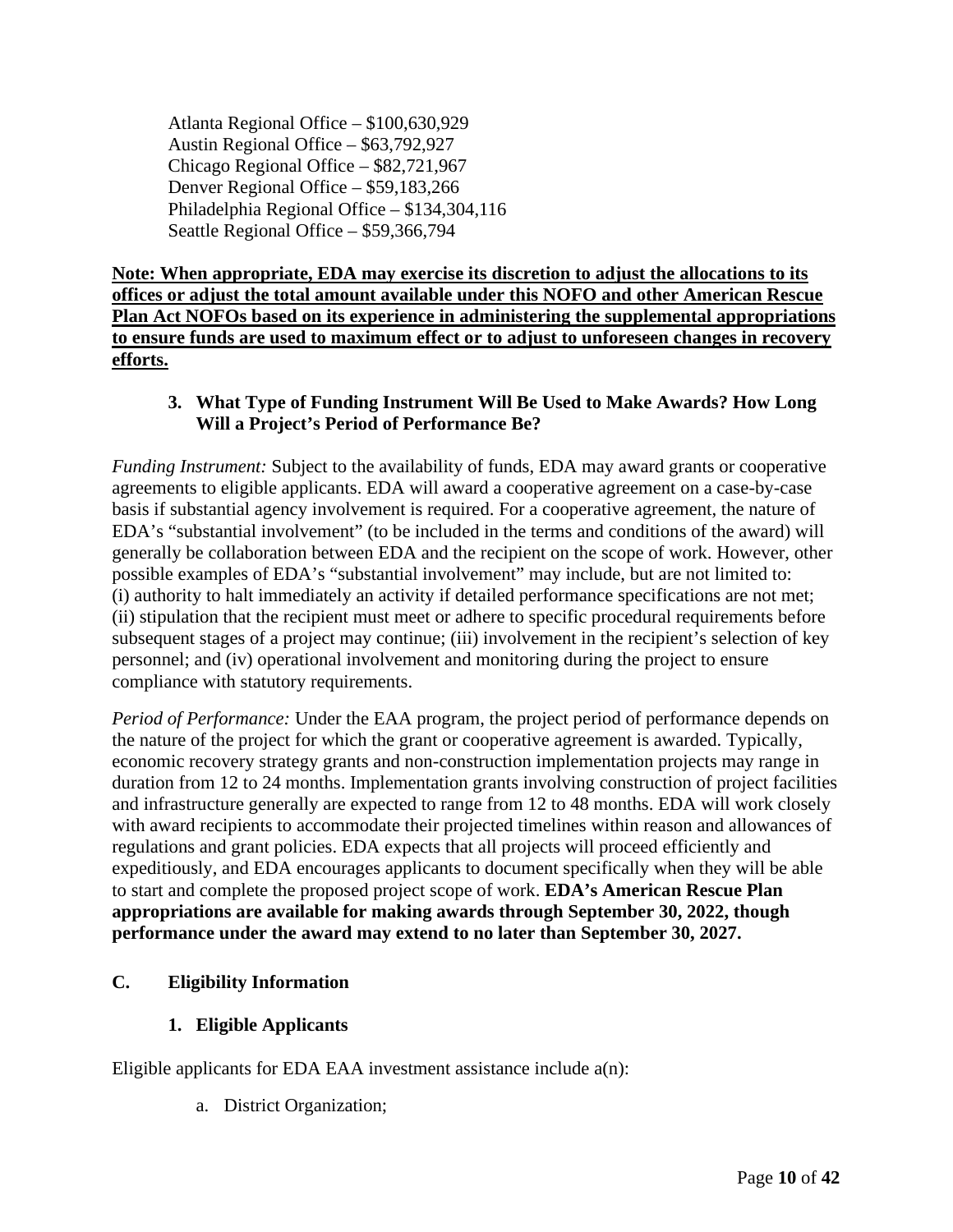Atlanta Regional Office – $100,630,929
Austin Regional Office – $63,792,927
Chicago Regional Office – $82,721,967
Denver Regional Office – $59,183,266
Philadelphia Regional Office – $134,304,116
Seattle Regional Office – $59,366,794

<u>**Note: When appropriate, EDA may exercise its discretion to adjust the allocations to its offices or adjust the total amount available under this NOFO and other American Rescue Plan Act NOFOs based on its experience in administering the supplemental appropriations to ensure funds are used to maximum effect or to adjust to unforeseen changes in recovery efforts.**</u>

### 3. What Type of Funding Instrument Will Be Used to Make Awards? How Long Will a Project's Period of Performance Be?

*Funding Instrument:* Subject to the availability of funds, EDA may award grants or cooperative agreements to eligible applicants. EDA will award a cooperative agreement on a case-by-case basis if substantial agency involvement is required. For a cooperative agreement, the nature of EDA's "substantial involvement" (to be included in the terms and conditions of the award) will generally be collaboration between EDA and the recipient on the scope of work. However, other possible examples of EDA's "substantial involvement" may include, but are not limited to: (i) authority to halt immediately an activity if detailed performance specifications are not met; (ii) stipulation that the recipient must meet or adhere to specific procedural requirements before subsequent stages of a project may continue; (iii) involvement in the recipient's selection of key personnel; and (iv) operational involvement and monitoring during the project to ensure compliance with statutory requirements.

*Period of Performance:* Under the EAA program, the project period of performance depends on the nature of the project for which the grant or cooperative agreement is awarded. Typically, economic recovery strategy grants and non-construction implementation projects may range in duration from 12 to 24 months. Implementation grants involving construction of project facilities and infrastructure generally are expected to range from 12 to 48 months. EDA will work closely with award recipients to accommodate their projected timelines within reason and allowances of regulations and grant policies. EDA expects that all projects will proceed efficiently and expeditiously, and EDA encourages applicants to document specifically when they will be able to start and complete the proposed project scope of work. **EDA's American Rescue Plan appropriations are available for making awards through September 30, 2022, though performance under the award may extend to no later than September 30, 2027.**

## C. Eligibility Information

### 1. Eligible Applicants

Eligible applicants for EDA EAA investment assistance include a(n):

a. District Organization;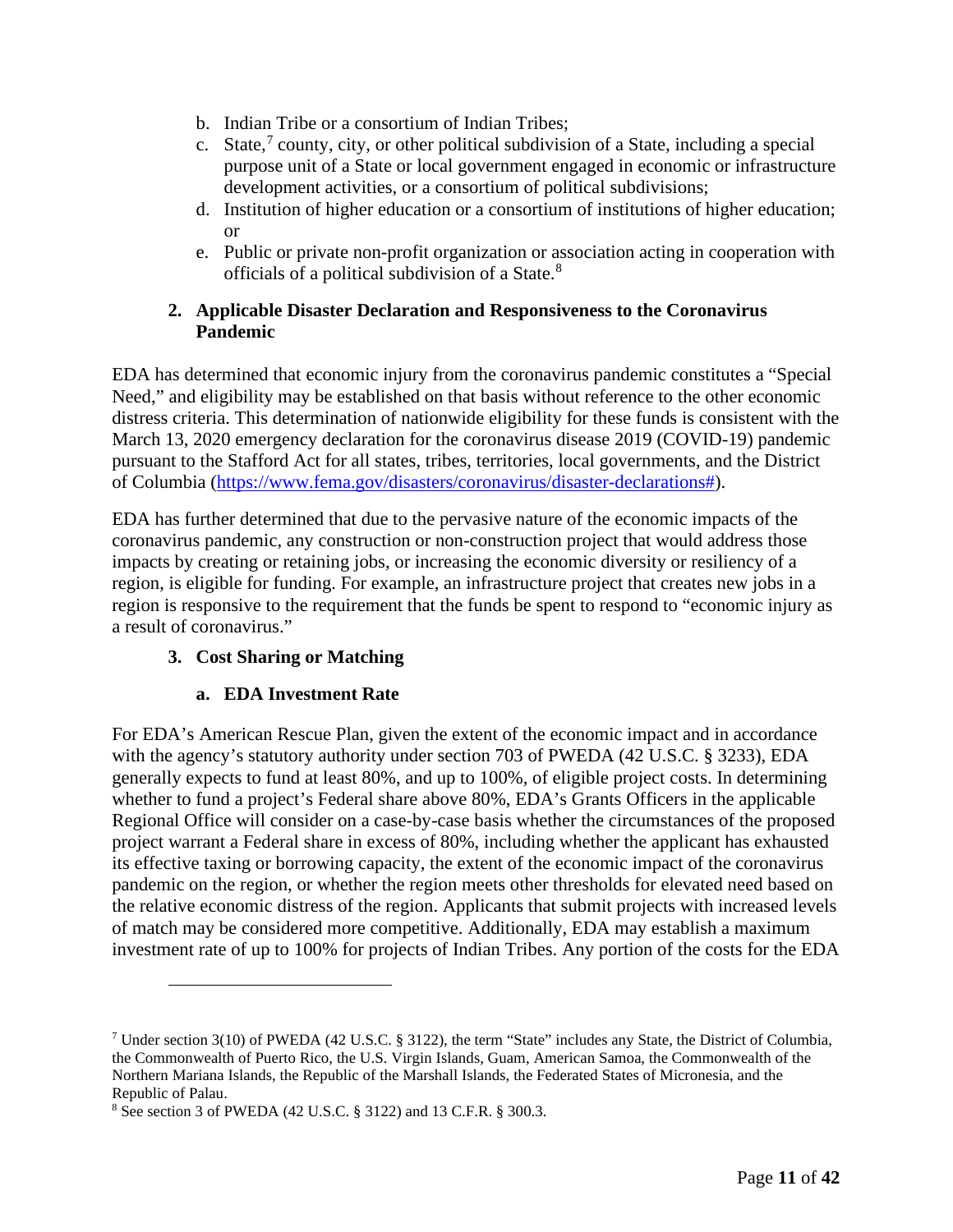b. Indian Tribe or a consortium of Indian Tribes;
c. State,[7] county, city, or other political subdivision of a State, including a special purpose unit of a State or local government engaged in economic or infrastructure development activities, or a consortium of political subdivisions;
d. Institution of higher education or a consortium of institutions of higher education; or
e. Public or private non-profit organization or association acting in cooperation with officials of a political subdivision of a State.[8]

### 2. Applicable Disaster Declaration and Responsiveness to the Coronavirus Pandemic

EDA has determined that economic injury from the coronavirus pandemic constitutes a "Special Need," and eligibility may be established on that basis without reference to the other economic distress criteria. This determination of nationwide eligibility for these funds is consistent with the March 13, 2020 emergency declaration for the coronavirus disease 2019 (COVID-19) pandemic pursuant to the Stafford Act for all states, tribes, territories, local governments, and the District of Columbia (https://www.fema.gov/disasters/coronavirus/disaster-declarations#).

EDA has further determined that due to the pervasive nature of the economic impacts of the coronavirus pandemic, any construction or non-construction project that would address those impacts by creating or retaining jobs, or increasing the economic diversity or resiliency of a region, is eligible for funding. For example, an infrastructure project that creates new jobs in a region is responsive to the requirement that the funds be spent to respond to "economic injury as a result of coronavirus."

### 3. Cost Sharing or Matching

#### a. EDA Investment Rate

For EDA's American Rescue Plan, given the extent of the economic impact and in accordance with the agency's statutory authority under section 703 of PWEDA (42 U.S.C. § 3233), EDA generally expects to fund at least 80%, and up to 100%, of eligible project costs. In determining whether to fund a project's Federal share above 80%, EDA's Grants Officers in the applicable Regional Office will consider on a case-by-case basis whether the circumstances of the proposed project warrant a Federal share in excess of 80%, including whether the applicant has exhausted its effective taxing or borrowing capacity, the extent of the economic impact of the coronavirus pandemic on the region, or whether the region meets other thresholds for elevated need based on the relative economic distress of the region. Applicants that submit projects with increased levels of match may be considered more competitive. Additionally, EDA may establish a maximum investment rate of up to 100% for projects of Indian Tribes. Any portion of the costs for the EDA

---

[7] Under section 3(10) of PWEDA (42 U.S.C. § 3122), the term "State" includes any State, the District of Columbia, the Commonwealth of Puerto Rico, the U.S. Virgin Islands, Guam, American Samoa, the Commonwealth of the Northern Mariana Islands, the Republic of the Marshall Islands, the Federated States of Micronesia, and the Republic of Palau.

[8] See section 3 of PWEDA (42 U.S.C. § 3122) and 13 C.F.R. § 300.3.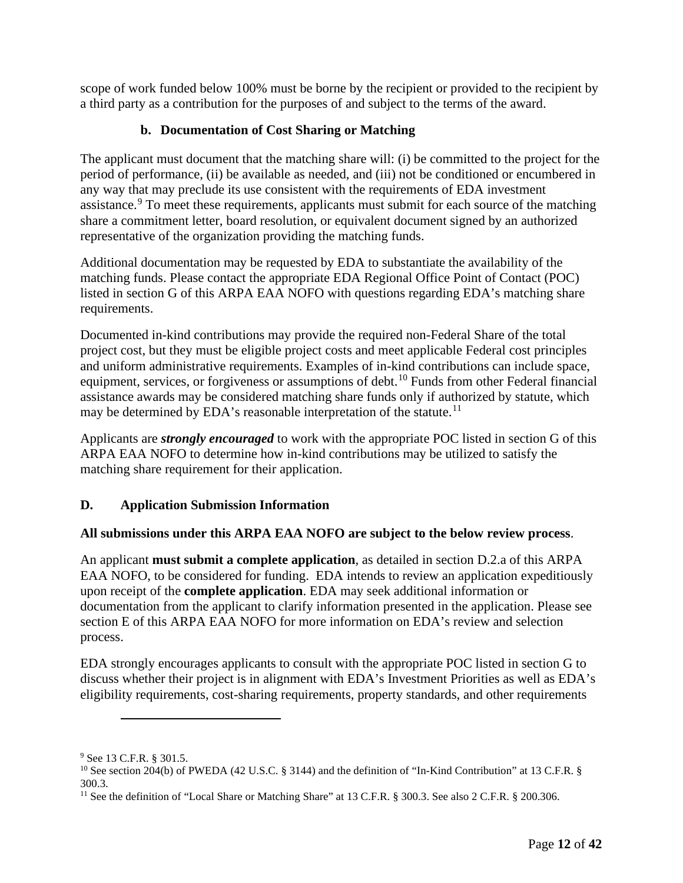scope of work funded below 100% must be borne by the recipient or provided to the recipient by a third party as a contribution for the purposes of and subject to the terms of the award.

#### b. Documentation of Cost Sharing or Matching

The applicant must document that the matching share will: (i) be committed to the project for the period of performance, (ii) be available as needed, and (iii) not be conditioned or encumbered in any way that may preclude its use consistent with the requirements of EDA investment assistance.[9] To meet these requirements, applicants must submit for each source of the matching share a commitment letter, board resolution, or equivalent document signed by an authorized representative of the organization providing the matching funds.

Additional documentation may be requested by EDA to substantiate the availability of the matching funds. Please contact the appropriate EDA Regional Office Point of Contact (POC) listed in section G of this ARPA EAA NOFO with questions regarding EDA's matching share requirements.

Documented in-kind contributions may provide the required non-Federal Share of the total project cost, but they must be eligible project costs and meet applicable Federal cost principles and uniform administrative requirements. Examples of in-kind contributions can include space, equipment, services, or forgiveness or assumptions of debt.[10] Funds from other Federal financial assistance awards may be considered matching share funds only if authorized by statute, which may be determined by EDA's reasonable interpretation of the statute.[11]

Applicants are ***strongly encouraged*** to work with the appropriate POC listed in section G of this ARPA EAA NOFO to determine how in-kind contributions may be utilized to satisfy the matching share requirement for their application.

### D. Application Submission Information

**All submissions under this ARPA EAA NOFO are subject to the below review process**.

An applicant **must submit a complete application**, as detailed in section D.2.a of this ARPA EAA NOFO, to be considered for funding. EDA intends to review an application expeditiously upon receipt of the **complete application**. EDA may seek additional information or documentation from the applicant to clarify information presented in the application. Please see section E of this ARPA EAA NOFO for more information on EDA's review and selection process.

EDA strongly encourages applicants to consult with the appropriate POC listed in section G to discuss whether their project is in alignment with EDA's Investment Priorities as well as EDA's eligibility requirements, cost-sharing requirements, property standards, and other requirements

---

[9] See 13 C.F.R. § 301.5.

[10] See section 204(b) of PWEDA (42 U.S.C. § 3144) and the definition of "In-Kind Contribution" at 13 C.F.R. § 300.3.

[11] See the definition of "Local Share or Matching Share" at 13 C.F.R. § 300.3. See also 2 C.F.R. § 200.306.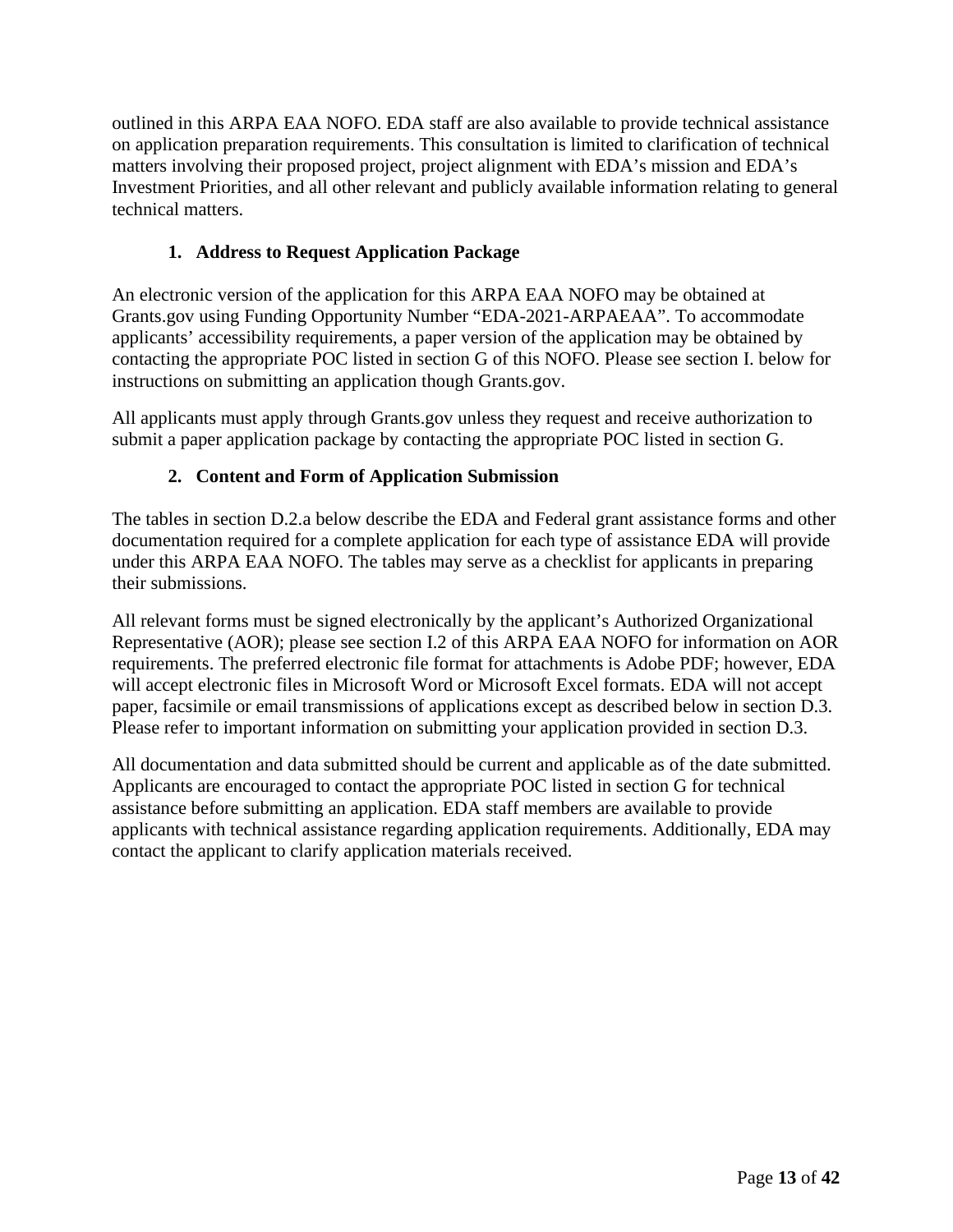outlined in this ARPA EAA NOFO. EDA staff are also available to provide technical assistance on application preparation requirements. This consultation is limited to clarification of technical matters involving their proposed project, project alignment with EDA's mission and EDA's Investment Priorities, and all other relevant and publicly available information relating to general technical matters.

### 1. Address to Request Application Package

An electronic version of the application for this ARPA EAA NOFO may be obtained at Grants.gov using Funding Opportunity Number "EDA-2021-ARPAEAA". To accommodate applicants' accessibility requirements, a paper version of the application may be obtained by contacting the appropriate POC listed in section G of this NOFO. Please see section I. below for instructions on submitting an application though Grants.gov.

All applicants must apply through Grants.gov unless they request and receive authorization to submit a paper application package by contacting the appropriate POC listed in section G.

### 2. Content and Form of Application Submission

The tables in section D.2.a below describe the EDA and Federal grant assistance forms and other documentation required for a complete application for each type of assistance EDA will provide under this ARPA EAA NOFO. The tables may serve as a checklist for applicants in preparing their submissions.

All relevant forms must be signed electronically by the applicant's Authorized Organizational Representative (AOR); please see section I.2 of this ARPA EAA NOFO for information on AOR requirements. The preferred electronic file format for attachments is Adobe PDF; however, EDA will accept electronic files in Microsoft Word or Microsoft Excel formats. EDA will not accept paper, facsimile or email transmissions of applications except as described below in section D.3. Please refer to important information on submitting your application provided in section D.3.

All documentation and data submitted should be current and applicable as of the date submitted. Applicants are encouraged to contact the appropriate POC listed in section G for technical assistance before submitting an application. EDA staff members are available to provide applicants with technical assistance regarding application requirements. Additionally, EDA may contact the applicant to clarify application materials received.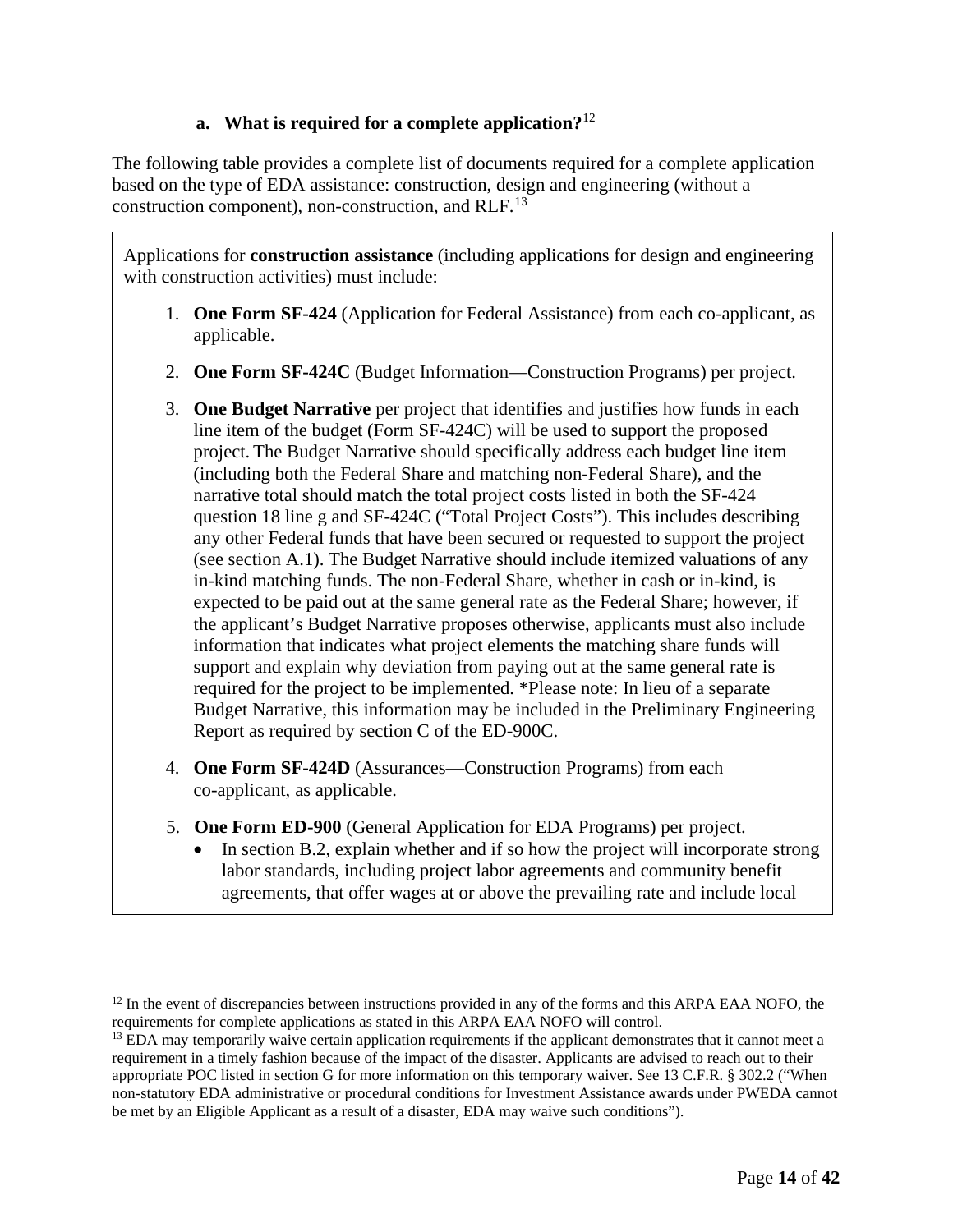### a. What is required for a complete application?[12]

The following table provides a complete list of documents required for a complete application based on the type of EDA assistance: construction, design and engineering (without a construction component), non-construction, and RLF.[13]

Applications for **construction assistance** (including applications for design and engineering with construction activities) must include:

1. **One Form SF-424** (Application for Federal Assistance) from each co-applicant, as applicable.
2. **One Form SF-424C** (Budget Information—Construction Programs) per project.
3. **One Budget Narrative** per project that identifies and justifies how funds in each line item of the budget (Form SF-424C) will be used to support the proposed project. The Budget Narrative should specifically address each budget line item (including both the Federal Share and matching non-Federal Share), and the narrative total should match the total project costs listed in both the SF-424 question 18 line g and SF-424C ("Total Project Costs"). This includes describing any other Federal funds that have been secured or requested to support the project (see section A.1). The Budget Narrative should include itemized valuations of any in-kind matching funds. The non-Federal Share, whether in cash or in-kind, is expected to be paid out at the same general rate as the Federal Share; however, if the applicant's Budget Narrative proposes otherwise, applicants must also include information that indicates what project elements the matching share funds will support and explain why deviation from paying out at the same general rate is required for the project to be implemented. *Please note: In lieu of a separate Budget Narrative, this information may be included in the Preliminary Engineering Report as required by section C of the ED-900C.
4. **One Form SF-424D** (Assurances—Construction Programs) from each co-applicant, as applicable.
5. **One Form ED-900** (General Application for EDA Programs) per project.
   - In section B.2, explain whether and if so how the project will incorporate strong labor standards, including project labor agreements and community benefit agreements, that offer wages at or above the prevailing rate and include local

[12] In the event of discrepancies between instructions provided in any of the forms and this ARPA EAA NOFO, the requirements for complete applications as stated in this ARPA EAA NOFO will control.

[13] EDA may temporarily waive certain application requirements if the applicant demonstrates that it cannot meet a requirement in a timely fashion because of the impact of the disaster. Applicants are advised to reach out to their appropriate POC listed in section G for more information on this temporary waiver. See 13 C.F.R. § 302.2 ("When non-statutory EDA administrative or procedural conditions for Investment Assistance awards under PWEDA cannot be met by an Eligible Applicant as a result of a disaster, EDA may waive such conditions").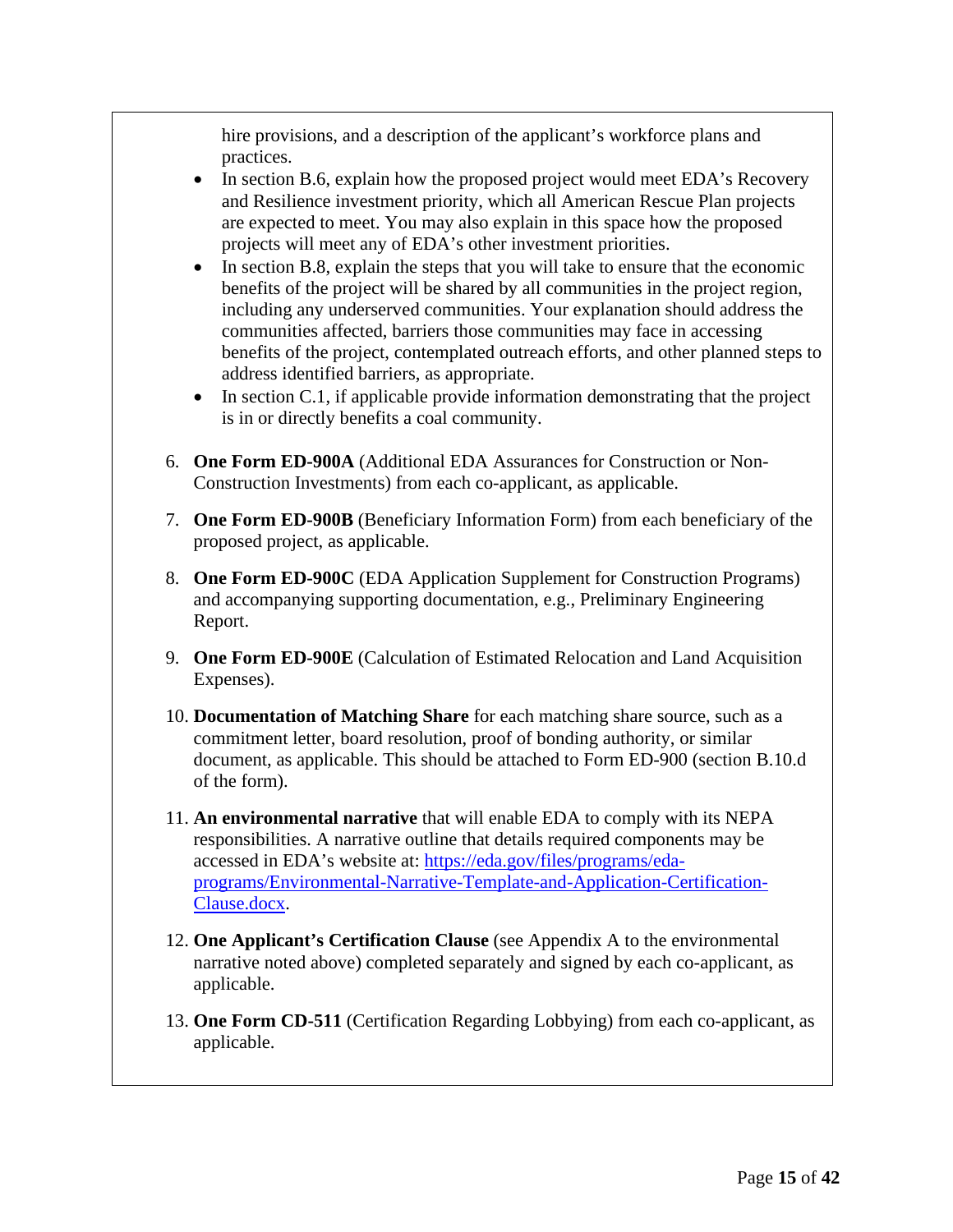hire provisions, and a description of the applicant's workforce plans and practices.

- In section B.6, explain how the proposed project would meet EDA's Recovery and Resilience investment priority, which all American Rescue Plan projects are expected to meet. You may also explain in this space how the proposed projects will meet any of EDA's other investment priorities.
- In section B.8, explain the steps that you will take to ensure that the economic benefits of the project will be shared by all communities in the project region, including any underserved communities. Your explanation should address the communities affected, barriers those communities may face in accessing benefits of the project, contemplated outreach efforts, and other planned steps to address identified barriers, as appropriate.
- In section C.1, if applicable provide information demonstrating that the project is in or directly benefits a coal community.

6. **One Form ED-900A** (Additional EDA Assurances for Construction or Non-Construction Investments) from each co-applicant, as applicable.

7. **One Form ED-900B** (Beneficiary Information Form) from each beneficiary of the proposed project, as applicable.

8. **One Form ED-900C** (EDA Application Supplement for Construction Programs) and accompanying supporting documentation, e.g., Preliminary Engineering Report.

9. **One Form ED-900E** (Calculation of Estimated Relocation and Land Acquisition Expenses).

10. **Documentation of Matching Share** for each matching share source, such as a commitment letter, board resolution, proof of bonding authority, or similar document, as applicable. This should be attached to Form ED-900 (section B.10.d of the form).

11. **An environmental narrative** that will enable EDA to comply with its NEPA responsibilities. A narrative outline that details required components may be accessed in EDA's website at: [https://eda.gov/files/programs/eda-programs/Environmental-Narrative-Template-and-Application-Certification-Clause.docx](https://eda.gov/files/programs/eda-programs/Environmental-Narrative-Template-and-Application-Certification-Clause.docx).

12. **One Applicant's Certification Clause** (see Appendix A to the environmental narrative noted above) completed separately and signed by each co-applicant, as applicable.

13. **One Form CD-511** (Certification Regarding Lobbying) from each co-applicant, as applicable.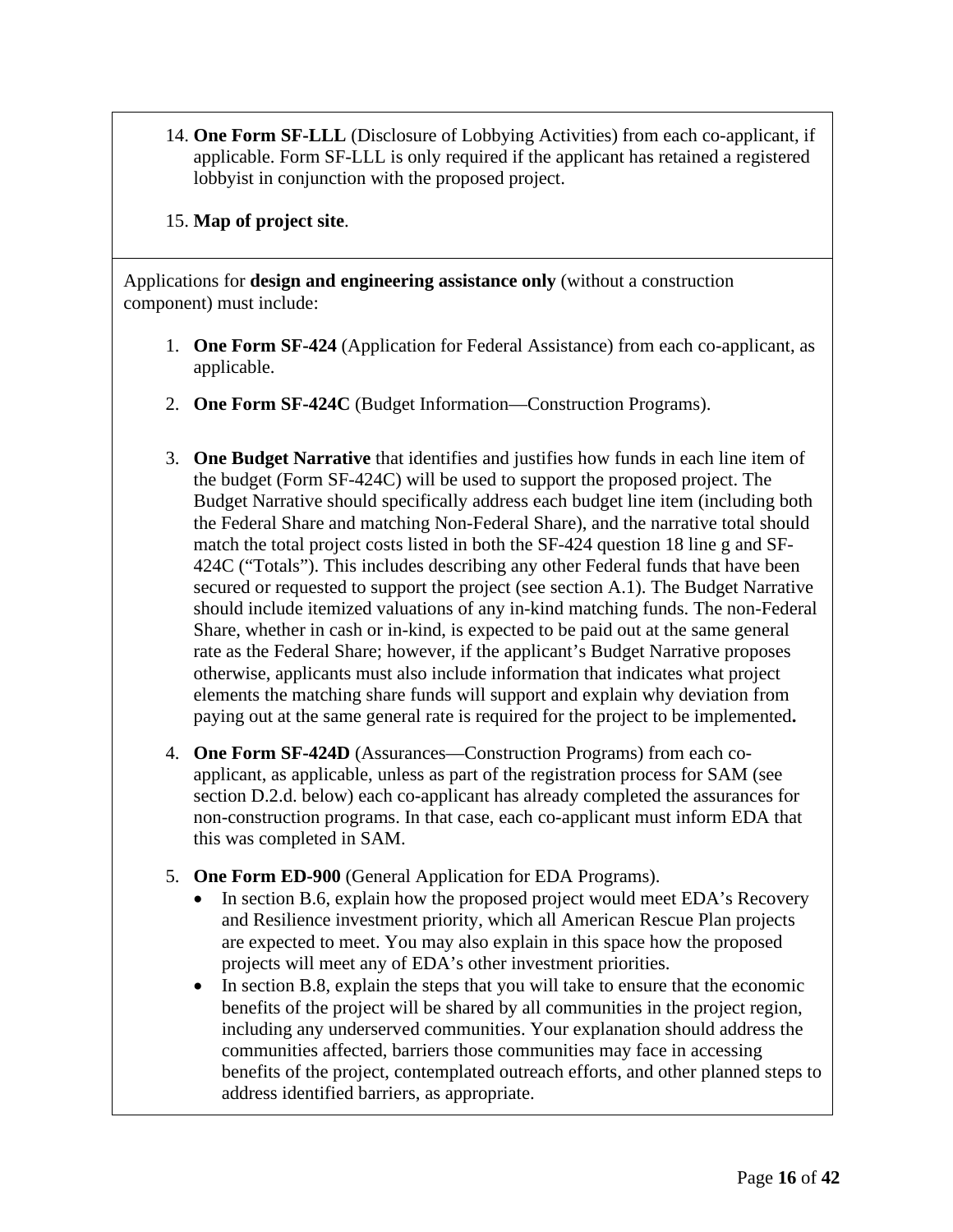14. **One Form SF-LLL** (Disclosure of Lobbying Activities) from each co-applicant, if applicable. Form SF-LLL is only required if the applicant has retained a registered lobbyist in conjunction with the proposed project.

15. **Map of project site**.

Applications for **design and engineering assistance only** (without a construction component) must include:

1. **One Form SF-424** (Application for Federal Assistance) from each co-applicant, as applicable.

2. **One Form SF-424C** (Budget Information—Construction Programs).

3. **One Budget Narrative** that identifies and justifies how funds in each line item of the budget (Form SF-424C) will be used to support the proposed project. The Budget Narrative should specifically address each budget line item (including both the Federal Share and matching Non-Federal Share), and the narrative total should match the total project costs listed in both the SF-424 question 18 line g and SF-424C ("Totals"). This includes describing any other Federal funds that have been secured or requested to support the project (see section A.1). The Budget Narrative should include itemized valuations of any in-kind matching funds. The non-Federal Share, whether in cash or in-kind, is expected to be paid out at the same general rate as the Federal Share; however, if the applicant's Budget Narrative proposes otherwise, applicants must also include information that indicates what project elements the matching share funds will support and explain why deviation from paying out at the same general rate is required for the project to be implemented**.**

4. **One Form SF-424D** (Assurances—Construction Programs) from each co-applicant, as applicable, unless as part of the registration process for SAM (see section D.2.d. below) each co-applicant has already completed the assurances for non-construction programs. In that case, each co-applicant must inform EDA that this was completed in SAM.

5. **One Form ED-900** (General Application for EDA Programs).
   - In section B.6, explain how the proposed project would meet EDA's Recovery and Resilience investment priority, which all American Rescue Plan projects are expected to meet. You may also explain in this space how the proposed projects will meet any of EDA's other investment priorities.
   - In section B.8, explain the steps that you will take to ensure that the economic benefits of the project will be shared by all communities in the project region, including any underserved communities. Your explanation should address the communities affected, barriers those communities may face in accessing benefits of the project, contemplated outreach efforts, and other planned steps to address identified barriers, as appropriate.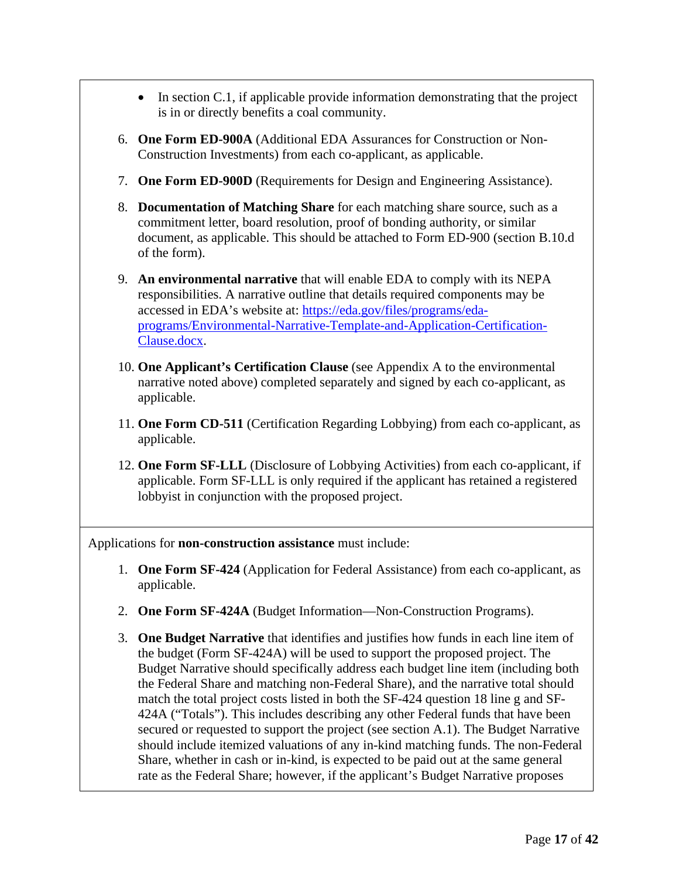- In section C.1, if applicable provide information demonstrating that the project is in or directly benefits a coal community.

6. **One Form ED-900A** (Additional EDA Assurances for Construction or Non-Construction Investments) from each co-applicant, as applicable.
7. **One Form ED-900D** (Requirements for Design and Engineering Assistance).
8. **Documentation of Matching Share** for each matching share source, such as a commitment letter, board resolution, proof of bonding authority, or similar document, as applicable. This should be attached to Form ED-900 (section B.10.d of the form).
9. **An environmental narrative** that will enable EDA to comply with its NEPA responsibilities. A narrative outline that details required components may be accessed in EDA's website at: [https://eda.gov/files/programs/eda-programs/Environmental-Narrative-Template-and-Application-Certification-Clause.docx](https://eda.gov/files/programs/eda-programs/Environmental-Narrative-Template-and-Application-Certification-Clause.docx).
10. **One Applicant's Certification Clause** (see Appendix A to the environmental narrative noted above) completed separately and signed by each co-applicant, as applicable.
11. **One Form CD-511** (Certification Regarding Lobbying) from each co-applicant, as applicable.
12. **One Form SF-LLL** (Disclosure of Lobbying Activities) from each co-applicant, if applicable. Form SF-LLL is only required if the applicant has retained a registered lobbyist in conjunction with the proposed project.

Applications for **non-construction assistance** must include:

1. **One Form SF-424** (Application for Federal Assistance) from each co-applicant, as applicable.
2. **One Form SF-424A** (Budget Information—Non-Construction Programs).
3. **One Budget Narrative** that identifies and justifies how funds in each line item of the budget (Form SF-424A) will be used to support the proposed project. The Budget Narrative should specifically address each budget line item (including both the Federal Share and matching non-Federal Share), and the narrative total should match the total project costs listed in both the SF-424 question 18 line g and SF-424A ("Totals"). This includes describing any other Federal funds that have been secured or requested to support the project (see section A.1). The Budget Narrative should include itemized valuations of any in-kind matching funds. The non-Federal Share, whether in cash or in-kind, is expected to be paid out at the same general rate as the Federal Share; however, if the applicant's Budget Narrative proposes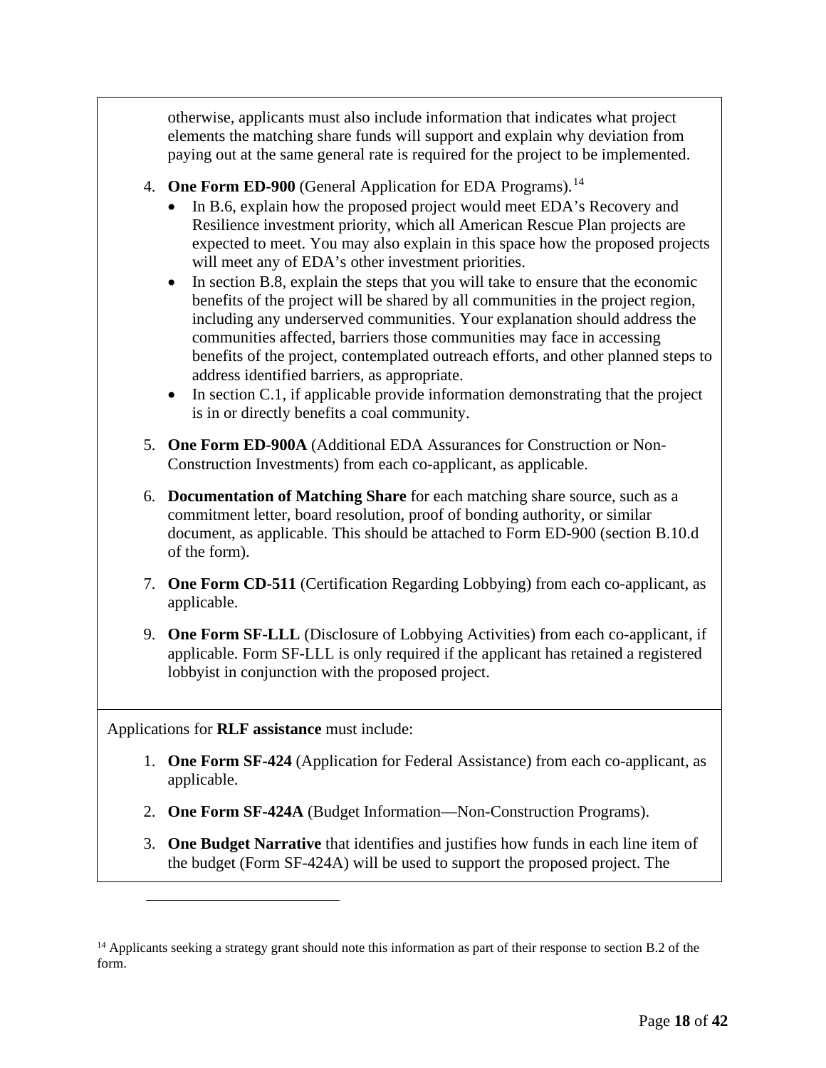otherwise, applicants must also include information that indicates what project elements the matching share funds will support and explain why deviation from paying out at the same general rate is required for the project to be implemented.

4. **One Form ED-900** (General Application for EDA Programs).[14]
   - In B.6, explain how the proposed project would meet EDA's Recovery and Resilience investment priority, which all American Rescue Plan projects are expected to meet. You may also explain in this space how the proposed projects will meet any of EDA's other investment priorities.
   - In section B.8, explain the steps that you will take to ensure that the economic benefits of the project will be shared by all communities in the project region, including any underserved communities. Your explanation should address the communities affected, barriers those communities may face in accessing benefits of the project, contemplated outreach efforts, and other planned steps to address identified barriers, as appropriate.
   - In section C.1, if applicable provide information demonstrating that the project is in or directly benefits a coal community.

5. **One Form ED-900A** (Additional EDA Assurances for Construction or Non-Construction Investments) from each co-applicant, as applicable.

6. **Documentation of Matching Share** for each matching share source, such as a commitment letter, board resolution, proof of bonding authority, or similar document, as applicable. This should be attached to Form ED-900 (section B.10.d of the form).

7. **One Form CD-511** (Certification Regarding Lobbying) from each co-applicant, as applicable.

9. **One Form SF-LLL** (Disclosure of Lobbying Activities) from each co-applicant, if applicable. Form SF-LLL is only required if the applicant has retained a registered lobbyist in conjunction with the proposed project.

Applications for **RLF assistance** must include:

1. **One Form SF-424** (Application for Federal Assistance) from each co-applicant, as applicable.

2. **One Form SF-424A** (Budget Information—Non-Construction Programs).

3. **One Budget Narrative** that identifies and justifies how funds in each line item of the budget (Form SF-424A) will be used to support the proposed project. The

[14] Applicants seeking a strategy grant should note this information as part of their response to section B.2 of the form.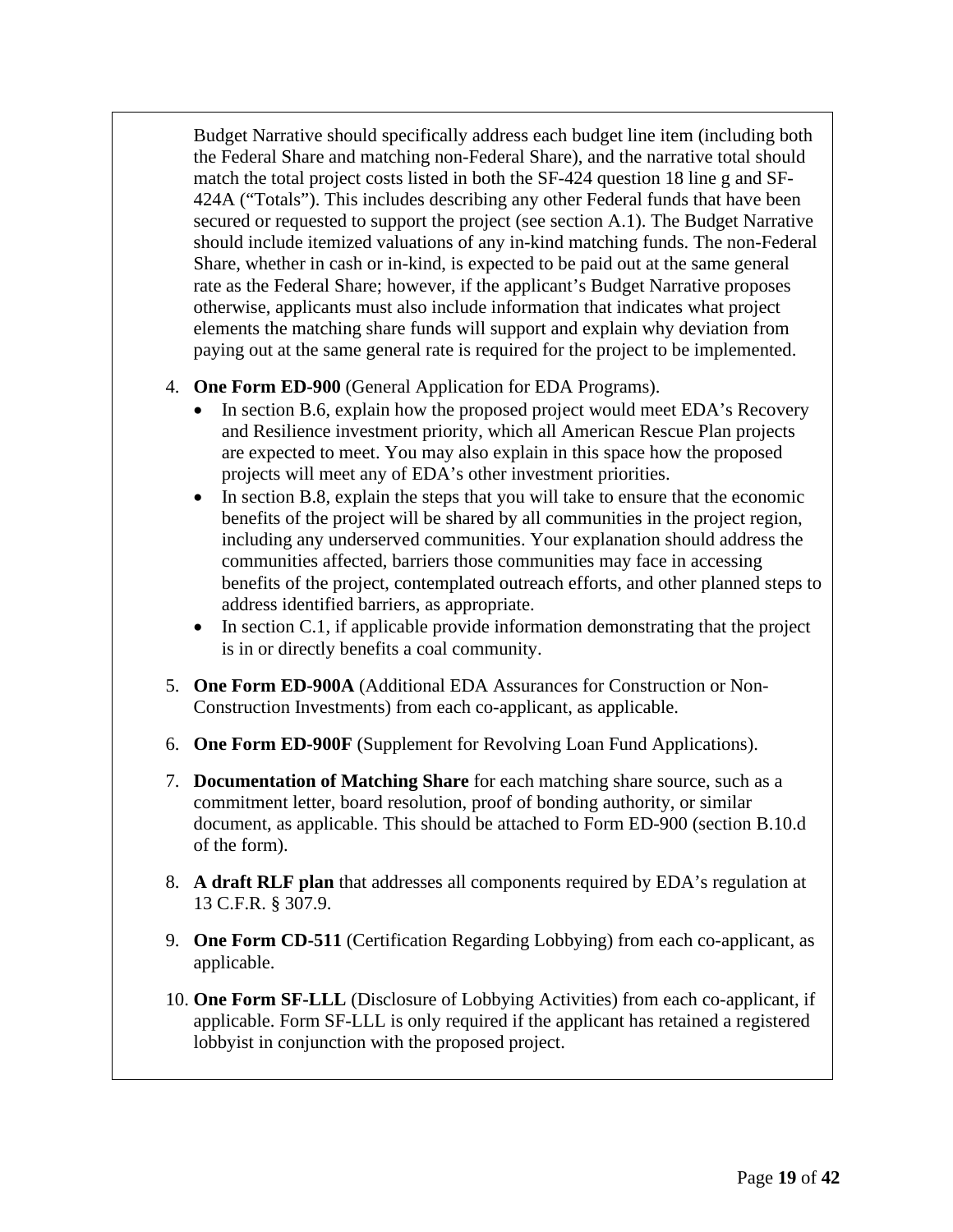Budget Narrative should specifically address each budget line item (including both the Federal Share and matching non-Federal Share), and the narrative total should match the total project costs listed in both the SF-424 question 18 line g and SF-424A ("Totals"). This includes describing any other Federal funds that have been secured or requested to support the project (see section A.1). The Budget Narrative should include itemized valuations of any in-kind matching funds. The non-Federal Share, whether in cash or in-kind, is expected to be paid out at the same general rate as the Federal Share; however, if the applicant's Budget Narrative proposes otherwise, applicants must also include information that indicates what project elements the matching share funds will support and explain why deviation from paying out at the same general rate is required for the project to be implemented.

4. **One Form ED-900** (General Application for EDA Programs).
   - In section B.6, explain how the proposed project would meet EDA's Recovery and Resilience investment priority, which all American Rescue Plan projects are expected to meet. You may also explain in this space how the proposed projects will meet any of EDA's other investment priorities.
   - In section B.8, explain the steps that you will take to ensure that the economic benefits of the project will be shared by all communities in the project region, including any underserved communities. Your explanation should address the communities affected, barriers those communities may face in accessing benefits of the project, contemplated outreach efforts, and other planned steps to address identified barriers, as appropriate.
   - In section C.1, if applicable provide information demonstrating that the project is in or directly benefits a coal community.
5. **One Form ED-900A** (Additional EDA Assurances for Construction or Non-Construction Investments) from each co-applicant, as applicable.
6. **One Form ED-900F** (Supplement for Revolving Loan Fund Applications).
7. **Documentation of Matching Share** for each matching share source, such as a commitment letter, board resolution, proof of bonding authority, or similar document, as applicable. This should be attached to Form ED-900 (section B.10.d of the form).
8. **A draft RLF plan** that addresses all components required by EDA's regulation at 13 C.F.R. § 307.9.
9. **One Form CD-511** (Certification Regarding Lobbying) from each co-applicant, as applicable.
10. **One Form SF-LLL** (Disclosure of Lobbying Activities) from each co-applicant, if applicable. Form SF-LLL is only required if the applicant has retained a registered lobbyist in conjunction with the proposed project.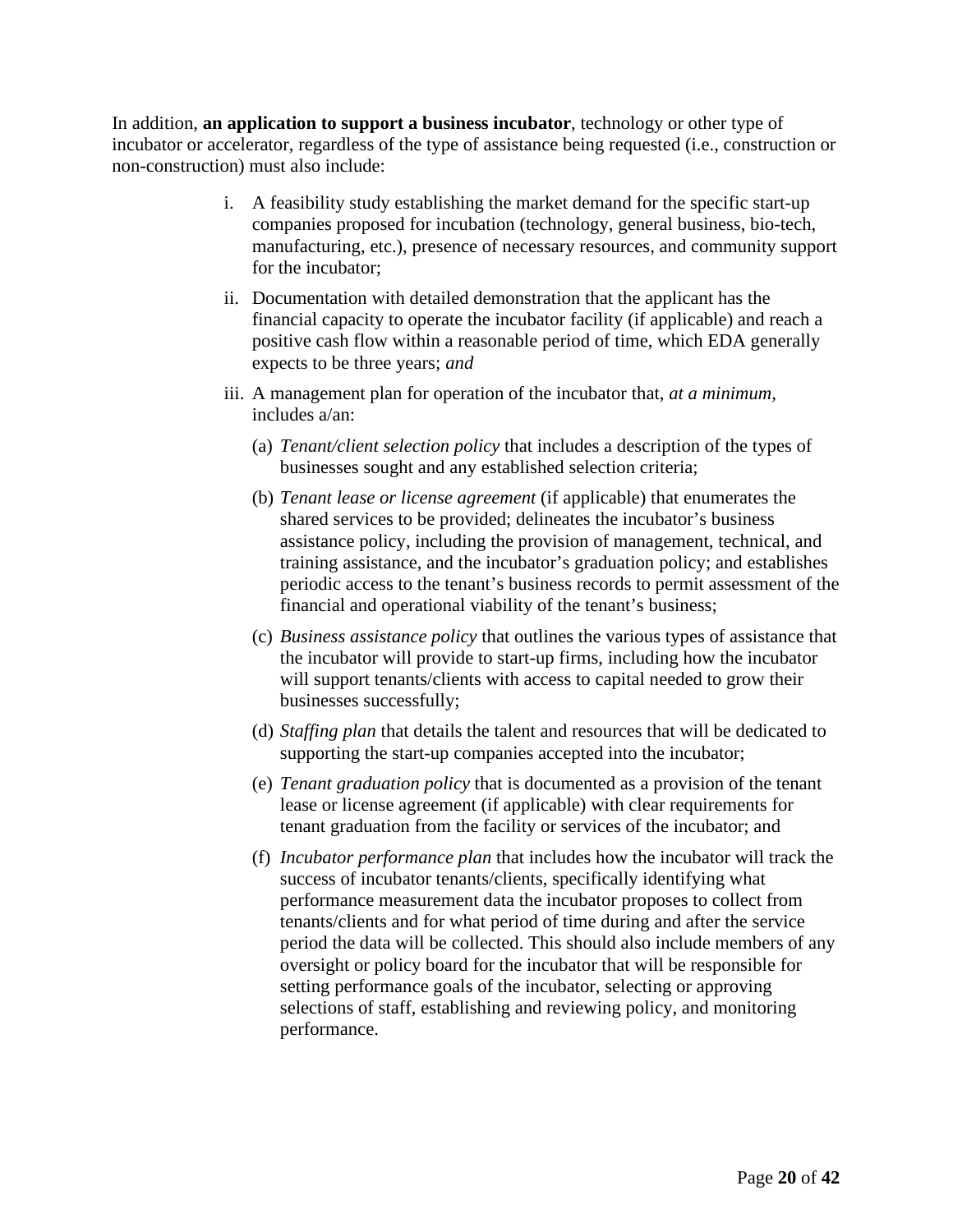In addition, **an application to support a business incubator**, technology or other type of incubator or accelerator, regardless of the type of assistance being requested (i.e., construction or non-construction) must also include:

i. A feasibility study establishing the market demand for the specific start-up companies proposed for incubation (technology, general business, bio-tech, manufacturing, etc.), presence of necessary resources, and community support for the incubator;

ii. Documentation with detailed demonstration that the applicant has the financial capacity to operate the incubator facility (if applicable) and reach a positive cash flow within a reasonable period of time, which EDA generally expects to be three years; *and*

iii. A management plan for operation of the incubator that, *at a minimum*, includes a/an:

   (a) *Tenant/client selection policy* that includes a description of the types of businesses sought and any established selection criteria;

   (b) *Tenant lease or license agreement* (if applicable) that enumerates the shared services to be provided; delineates the incubator's business assistance policy, including the provision of management, technical, and training assistance, and the incubator's graduation policy; and establishes periodic access to the tenant's business records to permit assessment of the financial and operational viability of the tenant's business;

   (c) *Business assistance policy* that outlines the various types of assistance that the incubator will provide to start-up firms, including how the incubator will support tenants/clients with access to capital needed to grow their businesses successfully;

   (d) *Staffing plan* that details the talent and resources that will be dedicated to supporting the start-up companies accepted into the incubator;

   (e) *Tenant graduation policy* that is documented as a provision of the tenant lease or license agreement (if applicable) with clear requirements for tenant graduation from the facility or services of the incubator; and

   (f) *Incubator performance plan* that includes how the incubator will track the success of incubator tenants/clients, specifically identifying what performance measurement data the incubator proposes to collect from tenants/clients and for what period of time during and after the service period the data will be collected. This should also include members of any oversight or policy board for the incubator that will be responsible for setting performance goals of the incubator, selecting or approving selections of staff, establishing and reviewing policy, and monitoring performance.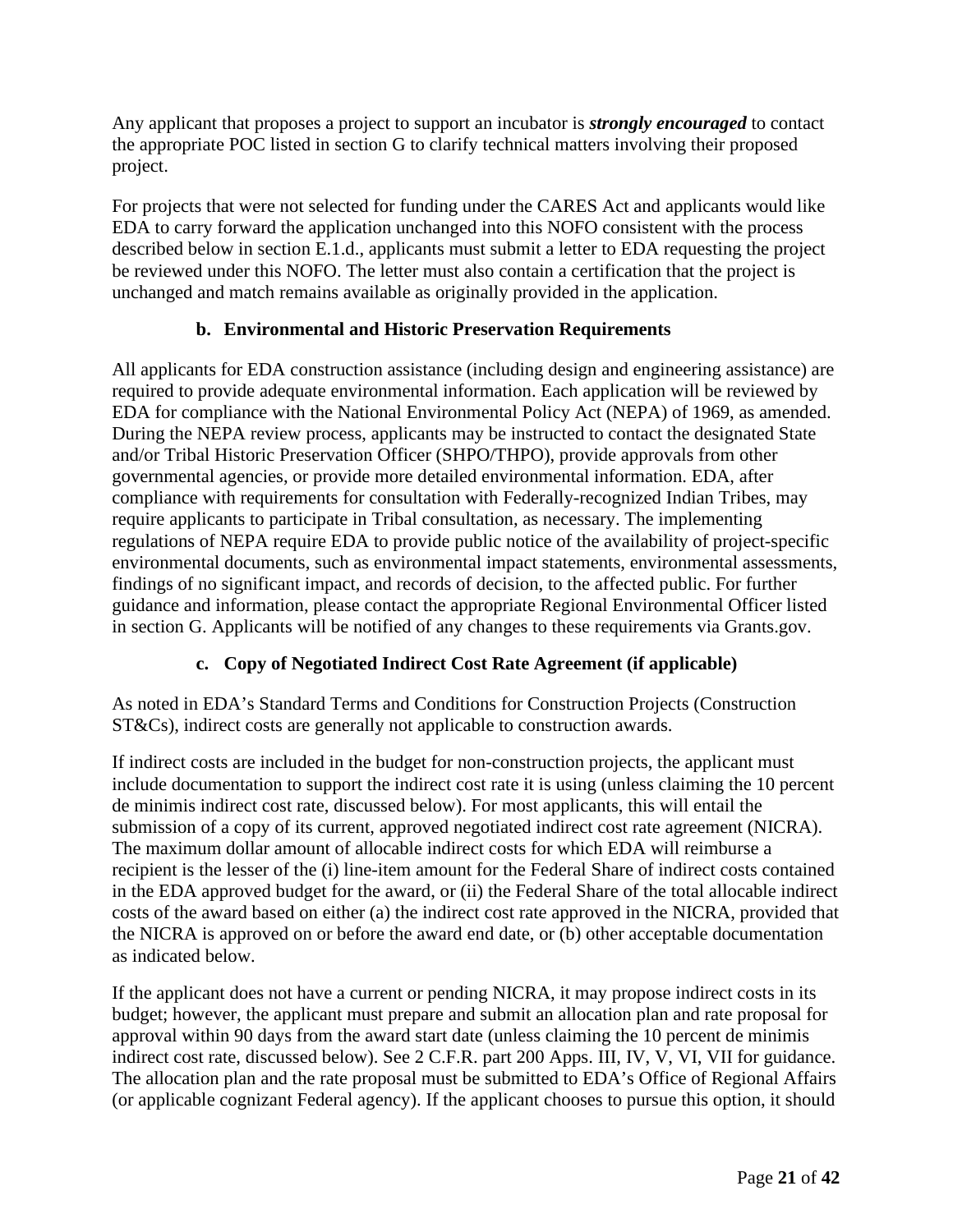Any applicant that proposes a project to support an incubator is ***strongly encouraged*** to contact the appropriate POC listed in section G to clarify technical matters involving their proposed project.

For projects that were not selected for funding under the CARES Act and applicants would like EDA to carry forward the application unchanged into this NOFO consistent with the process described below in section E.1.d., applicants must submit a letter to EDA requesting the project be reviewed under this NOFO. The letter must also contain a certification that the project is unchanged and match remains available as originally provided in the application.

**b. Environmental and Historic Preservation Requirements**

All applicants for EDA construction assistance (including design and engineering assistance) are required to provide adequate environmental information. Each application will be reviewed by EDA for compliance with the National Environmental Policy Act (NEPA) of 1969, as amended. During the NEPA review process, applicants may be instructed to contact the designated State and/or Tribal Historic Preservation Officer (SHPO/THPO), provide approvals from other governmental agencies, or provide more detailed environmental information. EDA, after compliance with requirements for consultation with Federally-recognized Indian Tribes, may require applicants to participate in Tribal consultation, as necessary. The implementing regulations of NEPA require EDA to provide public notice of the availability of project-specific environmental documents, such as environmental impact statements, environmental assessments, findings of no significant impact, and records of decision, to the affected public. For further guidance and information, please contact the appropriate Regional Environmental Officer listed in section G. Applicants will be notified of any changes to these requirements via Grants.gov.

**c. Copy of Negotiated Indirect Cost Rate Agreement (if applicable)**

As noted in EDA's Standard Terms and Conditions for Construction Projects (Construction ST&Cs), indirect costs are generally not applicable to construction awards.

If indirect costs are included in the budget for non-construction projects, the applicant must include documentation to support the indirect cost rate it is using (unless claiming the 10 percent de minimis indirect cost rate, discussed below). For most applicants, this will entail the submission of a copy of its current, approved negotiated indirect cost rate agreement (NICRA). The maximum dollar amount of allocable indirect costs for which EDA will reimburse a recipient is the lesser of the (i) line-item amount for the Federal Share of indirect costs contained in the EDA approved budget for the award, or (ii) the Federal Share of the total allocable indirect costs of the award based on either (a) the indirect cost rate approved in the NICRA, provided that the NICRA is approved on or before the award end date, or (b) other acceptable documentation as indicated below.

If the applicant does not have a current or pending NICRA, it may propose indirect costs in its budget; however, the applicant must prepare and submit an allocation plan and rate proposal for approval within 90 days from the award start date (unless claiming the 10 percent de minimis indirect cost rate, discussed below). See 2 C.F.R. part 200 Apps. III, IV, V, VI, VII for guidance. The allocation plan and the rate proposal must be submitted to EDA's Office of Regional Affairs (or applicable cognizant Federal agency). If the applicant chooses to pursue this option, it should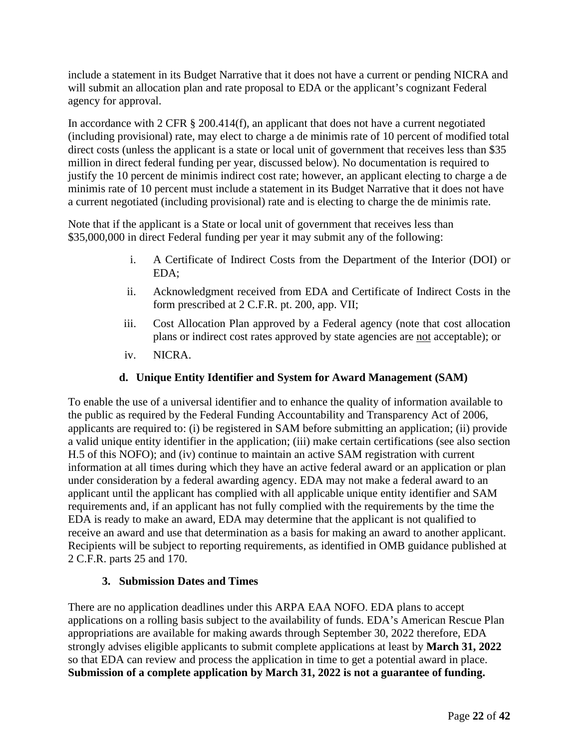include a statement in its Budget Narrative that it does not have a current or pending NICRA and will submit an allocation plan and rate proposal to EDA or the applicant's cognizant Federal agency for approval.

In accordance with 2 CFR § 200.414(f), an applicant that does not have a current negotiated (including provisional) rate, may elect to charge a de minimis rate of 10 percent of modified total direct costs (unless the applicant is a state or local unit of government that receives less than $35 million in direct federal funding per year, discussed below). No documentation is required to justify the 10 percent de minimis indirect cost rate; however, an applicant electing to charge a de minimis rate of 10 percent must include a statement in its Budget Narrative that it does not have a current negotiated (including provisional) rate and is electing to charge the de minimis rate.

Note that if the applicant is a State or local unit of government that receives less than $35,000,000 in direct Federal funding per year it may submit any of the following:

i. A Certificate of Indirect Costs from the Department of the Interior (DOI) or EDA;

ii. Acknowledgment received from EDA and Certificate of Indirect Costs in the form prescribed at 2 C.F.R. pt. 200, app. VII;

iii. Cost Allocation Plan approved by a Federal agency (note that cost allocation plans or indirect cost rates approved by state agencies are <u>not</u> acceptable); or

iv. NICRA.

#### d. Unique Entity Identifier and System for Award Management (SAM)

To enable the use of a universal identifier and to enhance the quality of information available to the public as required by the Federal Funding Accountability and Transparency Act of 2006, applicants are required to: (i) be registered in SAM before submitting an application; (ii) provide a valid unique entity identifier in the application; (iii) make certain certifications (see also section H.5 of this NOFO); and (iv) continue to maintain an active SAM registration with current information at all times during which they have an active federal award or an application or plan under consideration by a federal awarding agency. EDA may not make a federal award to an applicant until the applicant has complied with all applicable unique entity identifier and SAM requirements and, if an applicant has not fully complied with the requirements by the time the EDA is ready to make an award, EDA may determine that the applicant is not qualified to receive an award and use that determination as a basis for making an award to another applicant. Recipients will be subject to reporting requirements, as identified in OMB guidance published at 2 C.F.R. parts 25 and 170.

### 3. Submission Dates and Times

There are no application deadlines under this ARPA EAA NOFO. EDA plans to accept applications on a rolling basis subject to the availability of funds. EDA's American Rescue Plan appropriations are available for making awards through September 30, 2022 therefore, EDA strongly advises eligible applicants to submit complete applications at least by **March 31, 2022** so that EDA can review and process the application in time to get a potential award in place. **Submission of a complete application by March 31, 2022 is not a guarantee of funding.**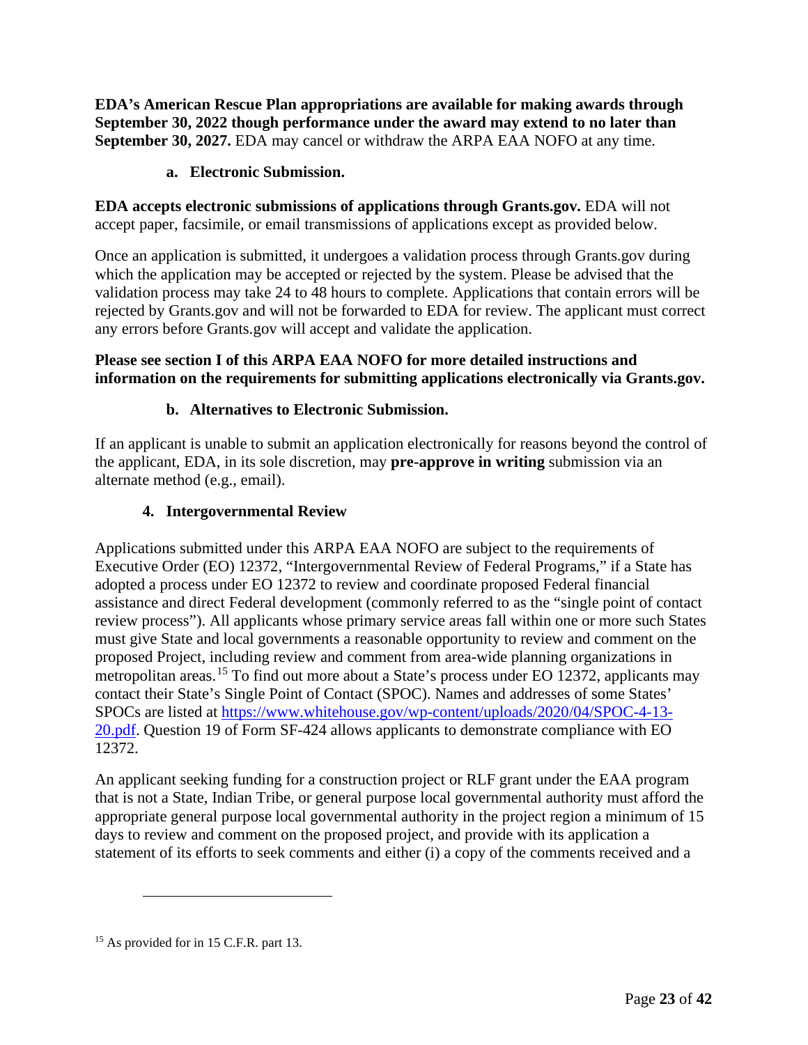**EDA's American Rescue Plan appropriations are available for making awards through September 30, 2022 though performance under the award may extend to no later than September 30, 2027.** EDA may cancel or withdraw the ARPA EAA NOFO at any time.

**a. Electronic Submission.**

**EDA accepts electronic submissions of applications through Grants.gov.** EDA will not accept paper, facsimile, or email transmissions of applications except as provided below.

Once an application is submitted, it undergoes a validation process through Grants.gov during which the application may be accepted or rejected by the system. Please be advised that the validation process may take 24 to 48 hours to complete. Applications that contain errors will be rejected by Grants.gov and will not be forwarded to EDA for review. The applicant must correct any errors before Grants.gov will accept and validate the application.

**Please see section I of this ARPA EAA NOFO for more detailed instructions and information on the requirements for submitting applications electronically via Grants.gov.**

**b. Alternatives to Electronic Submission.**

If an applicant is unable to submit an application electronically for reasons beyond the control of the applicant, EDA, in its sole discretion, may **pre-approve in writing** submission via an alternate method (e.g., email).

### 4. Intergovernmental Review

Applications submitted under this ARPA EAA NOFO are subject to the requirements of Executive Order (EO) 12372, "Intergovernmental Review of Federal Programs," if a State has adopted a process under EO 12372 to review and coordinate proposed Federal financial assistance and direct Federal development (commonly referred to as the "single point of contact review process"). All applicants whose primary service areas fall within one or more such States must give State and local governments a reasonable opportunity to review and comment on the proposed Project, including review and comment from area-wide planning organizations in metropolitan areas.[15] To find out more about a State's process under EO 12372, applicants may contact their State's Single Point of Contact (SPOC). Names and addresses of some States' SPOCs are listed at [https://www.whitehouse.gov/wp-content/uploads/2020/04/SPOC-4-13-20.pdf](https://www.whitehouse.gov/wp-content/uploads/2020/04/SPOC-4-13-20.pdf). Question 19 of Form SF-424 allows applicants to demonstrate compliance with EO 12372.

An applicant seeking funding for a construction project or RLF grant under the EAA program that is not a State, Indian Tribe, or general purpose local governmental authority must afford the appropriate general purpose local governmental authority in the project region a minimum of 15 days to review and comment on the proposed project, and provide with its application a statement of its efforts to seek comments and either (i) a copy of the comments received and a

---

[15] As provided for in 15 C.F.R. part 13.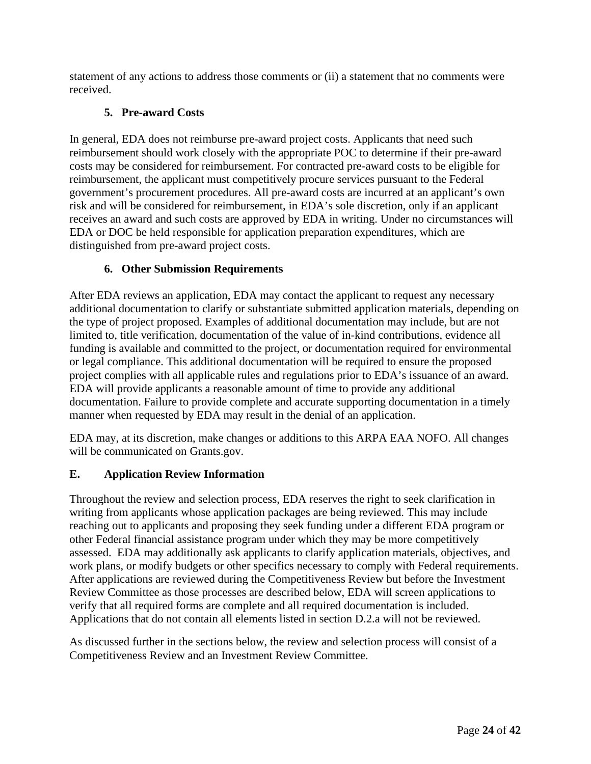statement of any actions to address those comments or (ii) a statement that no comments were received.

### 5. Pre-award Costs

In general, EDA does not reimburse pre-award project costs. Applicants that need such reimbursement should work closely with the appropriate POC to determine if their pre-award costs may be considered for reimbursement. For contracted pre-award costs to be eligible for reimbursement, the applicant must competitively procure services pursuant to the Federal government's procurement procedures. All pre-award costs are incurred at an applicant's own risk and will be considered for reimbursement, in EDA's sole discretion, only if an applicant receives an award and such costs are approved by EDA in writing. Under no circumstances will EDA or DOC be held responsible for application preparation expenditures, which are distinguished from pre-award project costs.

### 6. Other Submission Requirements

After EDA reviews an application, EDA may contact the applicant to request any necessary additional documentation to clarify or substantiate submitted application materials, depending on the type of project proposed. Examples of additional documentation may include, but are not limited to, title verification, documentation of the value of in-kind contributions, evidence all funding is available and committed to the project, or documentation required for environmental or legal compliance. This additional documentation will be required to ensure the proposed project complies with all applicable rules and regulations prior to EDA's issuance of an award. EDA will provide applicants a reasonable amount of time to provide any additional documentation. Failure to provide complete and accurate supporting documentation in a timely manner when requested by EDA may result in the denial of an application.

EDA may, at its discretion, make changes or additions to this ARPA EAA NOFO. All changes will be communicated on Grants.gov.

## E. Application Review Information

Throughout the review and selection process, EDA reserves the right to seek clarification in writing from applicants whose application packages are being reviewed. This may include reaching out to applicants and proposing they seek funding under a different EDA program or other Federal financial assistance program under which they may be more competitively assessed. EDA may additionally ask applicants to clarify application materials, objectives, and work plans, or modify budgets or other specifics necessary to comply with Federal requirements. After applications are reviewed during the Competitiveness Review but before the Investment Review Committee as those processes are described below, EDA will screen applications to verify that all required forms are complete and all required documentation is included. Applications that do not contain all elements listed in section D.2.a will not be reviewed.

As discussed further in the sections below, the review and selection process will consist of a Competitiveness Review and an Investment Review Committee.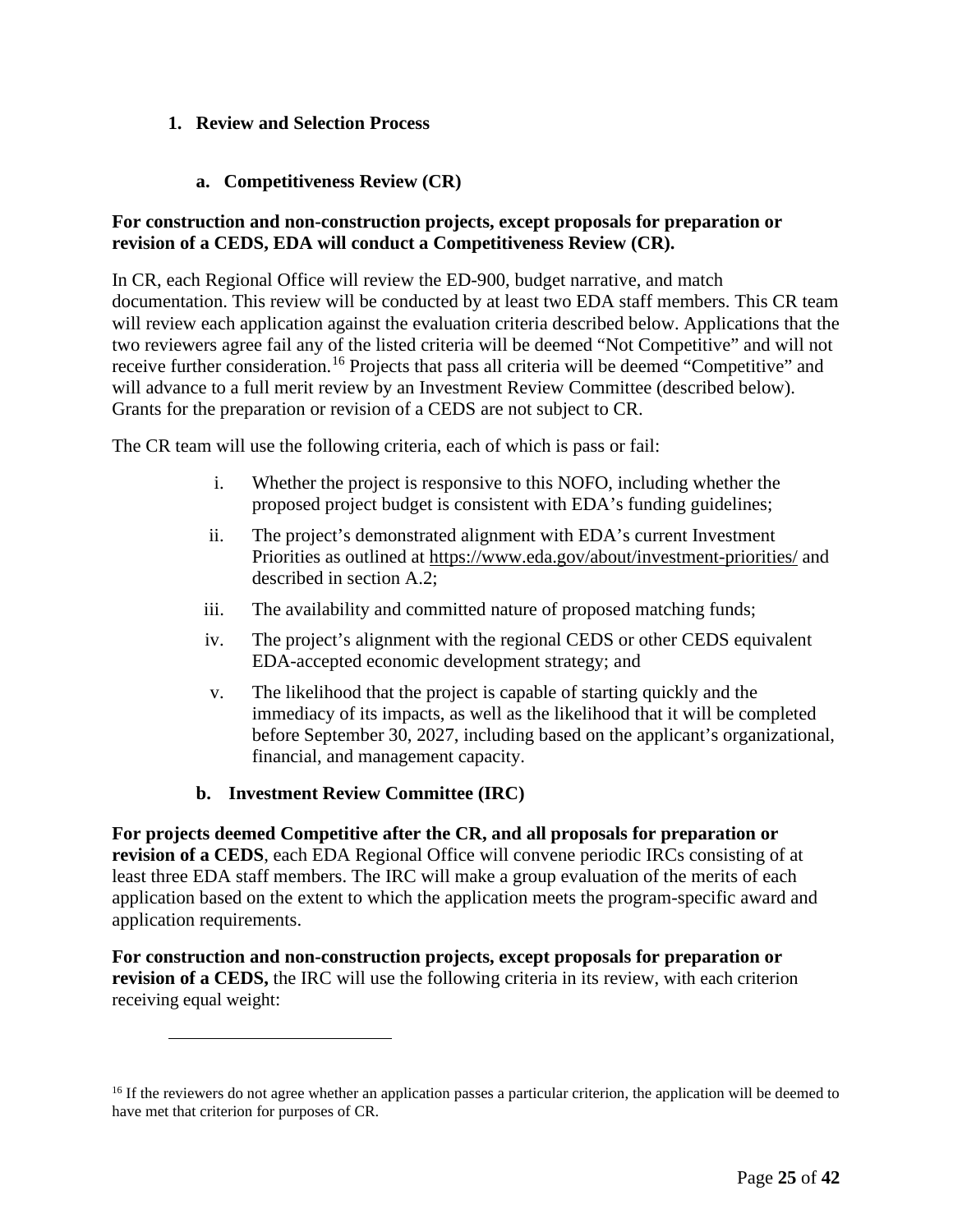### 1. Review and Selection Process

#### a. Competitiveness Review (CR)

**For construction and non-construction projects, except proposals for preparation or revision of a CEDS, EDA will conduct a Competitiveness Review (CR).**

In CR, each Regional Office will review the ED-900, budget narrative, and match documentation. This review will be conducted by at least two EDA staff members. This CR team will review each application against the evaluation criteria described below. Applications that the two reviewers agree fail any of the listed criteria will be deemed "Not Competitive" and will not receive further consideration.[16] Projects that pass all criteria will be deemed "Competitive" and will advance to a full merit review by an Investment Review Committee (described below). Grants for the preparation or revision of a CEDS are not subject to CR.

The CR team will use the following criteria, each of which is pass or fail:

i. Whether the project is responsive to this NOFO, including whether the proposed project budget is consistent with EDA's funding guidelines;

ii. The project's demonstrated alignment with EDA's current Investment Priorities as outlined at https://www.eda.gov/about/investment-priorities/ and described in section A.2;

iii. The availability and committed nature of proposed matching funds;

iv. The project's alignment with the regional CEDS or other CEDS equivalent EDA-accepted economic development strategy; and

v. The likelihood that the project is capable of starting quickly and the immediacy of its impacts, as well as the likelihood that it will be completed before September 30, 2027, including based on the applicant's organizational, financial, and management capacity.

#### b. Investment Review Committee (IRC)

**For projects deemed Competitive after the CR, and all proposals for preparation or revision of a CEDS**, each EDA Regional Office will convene periodic IRCs consisting of at least three EDA staff members. The IRC will make a group evaluation of the merits of each application based on the extent to which the application meets the program-specific award and application requirements.

**For construction and non-construction projects, except proposals for preparation or revision of a CEDS,** the IRC will use the following criteria in its review, with each criterion receiving equal weight:

---

[16] If the reviewers do not agree whether an application passes a particular criterion, the application will be deemed to have met that criterion for purposes of CR.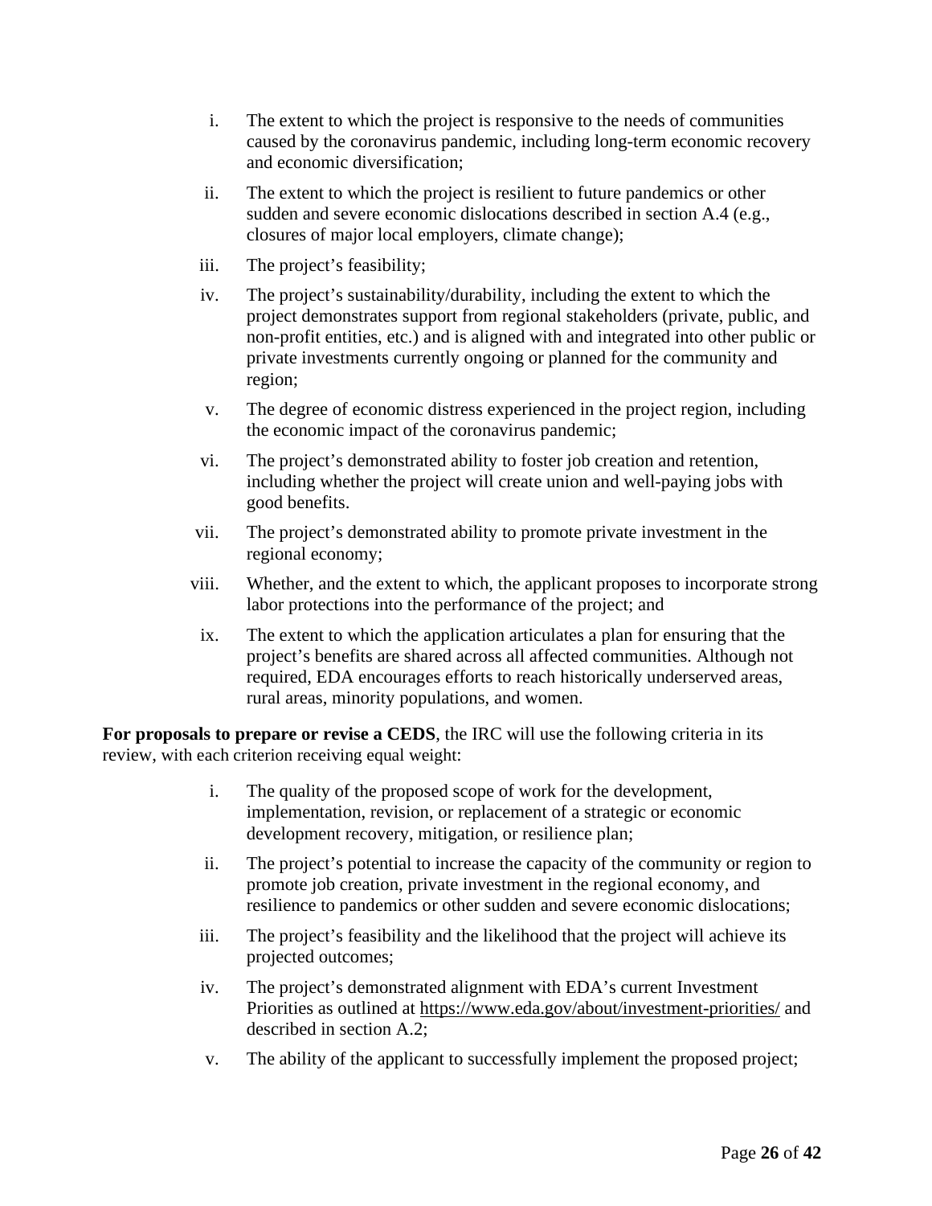i. The extent to which the project is responsive to the needs of communities caused by the coronavirus pandemic, including long-term economic recovery and economic diversification;

ii. The extent to which the project is resilient to future pandemics or other sudden and severe economic dislocations described in section A.4 (e.g., closures of major local employers, climate change);

iii. The project's feasibility;

iv. The project's sustainability/durability, including the extent to which the project demonstrates support from regional stakeholders (private, public, and non-profit entities, etc.) and is aligned with and integrated into other public or private investments currently ongoing or planned for the community and region;

v. The degree of economic distress experienced in the project region, including the economic impact of the coronavirus pandemic;

vi. The project's demonstrated ability to foster job creation and retention, including whether the project will create union and well-paying jobs with good benefits.

vii. The project's demonstrated ability to promote private investment in the regional economy;

viii. Whether, and the extent to which, the applicant proposes to incorporate strong labor protections into the performance of the project; and

ix. The extent to which the application articulates a plan for ensuring that the project's benefits are shared across all affected communities. Although not required, EDA encourages efforts to reach historically underserved areas, rural areas, minority populations, and women.

**For proposals to prepare or revise a CEDS**, the IRC will use the following criteria in its review, with each criterion receiving equal weight:

i. The quality of the proposed scope of work for the development, implementation, revision, or replacement of a strategic or economic development recovery, mitigation, or resilience plan;

ii. The project's potential to increase the capacity of the community or region to promote job creation, private investment in the regional economy, and resilience to pandemics or other sudden and severe economic dislocations;

iii. The project's feasibility and the likelihood that the project will achieve its projected outcomes;

iv. The project's demonstrated alignment with EDA's current Investment Priorities as outlined at https://www.eda.gov/about/investment-priorities/ and described in section A.2;

v. The ability of the applicant to successfully implement the proposed project;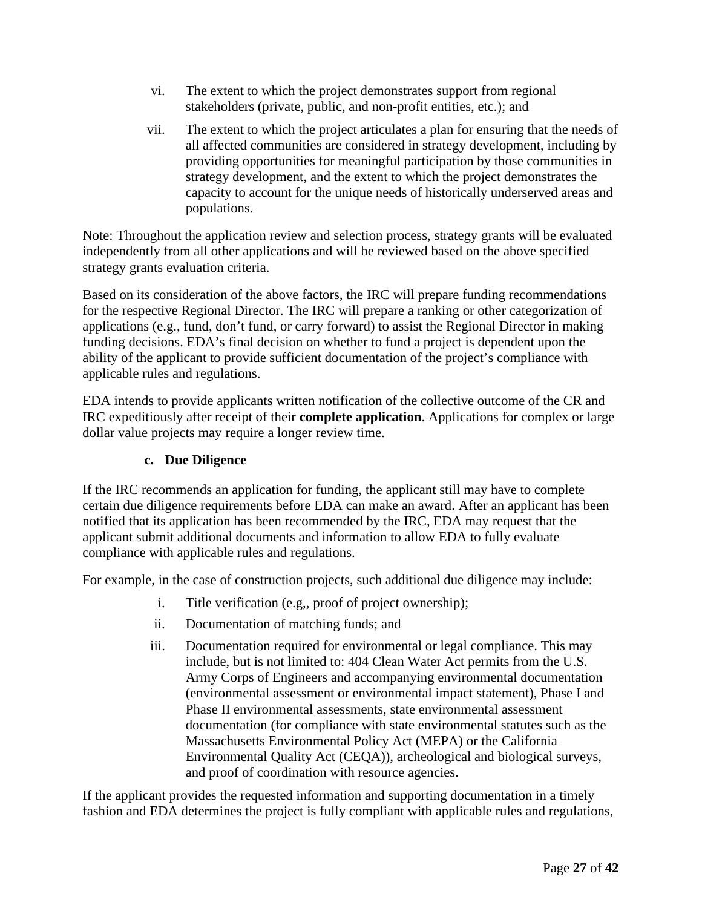vi. The extent to which the project demonstrates support from regional stakeholders (private, public, and non-profit entities, etc.); and

vii. The extent to which the project articulates a plan for ensuring that the needs of all affected communities are considered in strategy development, including by providing opportunities for meaningful participation by those communities in strategy development, and the extent to which the project demonstrates the capacity to account for the unique needs of historically underserved areas and populations.

Note: Throughout the application review and selection process, strategy grants will be evaluated independently from all other applications and will be reviewed based on the above specified strategy grants evaluation criteria.

Based on its consideration of the above factors, the IRC will prepare funding recommendations for the respective Regional Director. The IRC will prepare a ranking or other categorization of applications (e.g., fund, don't fund, or carry forward) to assist the Regional Director in making funding decisions. EDA's final decision on whether to fund a project is dependent upon the ability of the applicant to provide sufficient documentation of the project's compliance with applicable rules and regulations.

EDA intends to provide applicants written notification of the collective outcome of the CR and IRC expeditiously after receipt of their **complete application**. Applications for complex or large dollar value projects may require a longer review time.

### c. Due Diligence

If the IRC recommends an application for funding, the applicant still may have to complete certain due diligence requirements before EDA can make an award. After an applicant has been notified that its application has been recommended by the IRC, EDA may request that the applicant submit additional documents and information to allow EDA to fully evaluate compliance with applicable rules and regulations.

For example, in the case of construction projects, such additional due diligence may include:

i. Title verification (e.g,, proof of project ownership);

ii. Documentation of matching funds; and

iii. Documentation required for environmental or legal compliance. This may include, but is not limited to: 404 Clean Water Act permits from the U.S. Army Corps of Engineers and accompanying environmental documentation (environmental assessment or environmental impact statement), Phase I and Phase II environmental assessments, state environmental assessment documentation (for compliance with state environmental statutes such as the Massachusetts Environmental Policy Act (MEPA) or the California Environmental Quality Act (CEQA)), archeological and biological surveys, and proof of coordination with resource agencies.

If the applicant provides the requested information and supporting documentation in a timely fashion and EDA determines the project is fully compliant with applicable rules and regulations,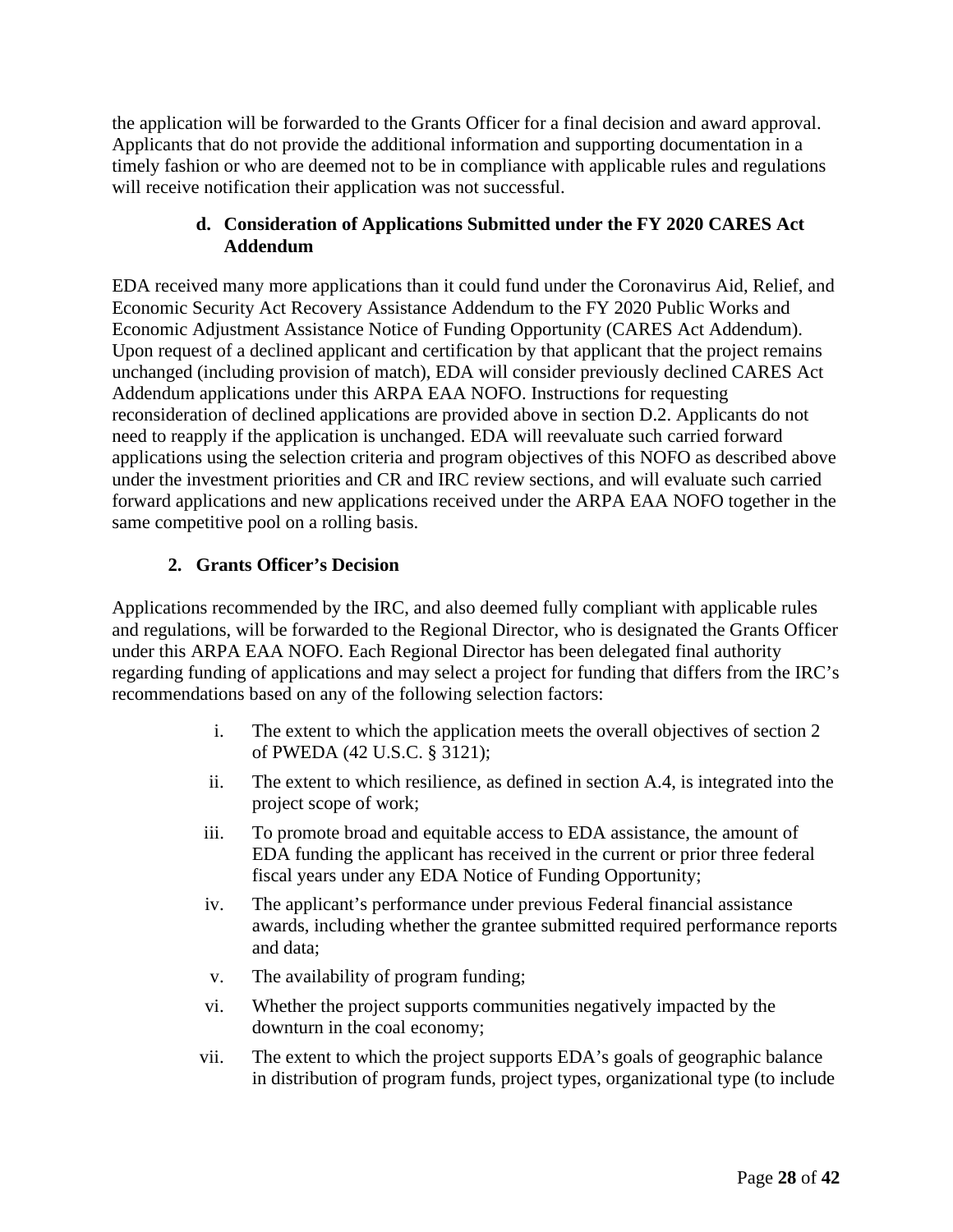the application will be forwarded to the Grants Officer for a final decision and award approval. Applicants that do not provide the additional information and supporting documentation in a timely fashion or who are deemed not to be in compliance with applicable rules and regulations will receive notification their application was not successful.

#### d. Consideration of Applications Submitted under the FY 2020 CARES Act Addendum

EDA received many more applications than it could fund under the Coronavirus Aid, Relief, and Economic Security Act Recovery Assistance Addendum to the FY 2020 Public Works and Economic Adjustment Assistance Notice of Funding Opportunity (CARES Act Addendum). Upon request of a declined applicant and certification by that applicant that the project remains unchanged (including provision of match), EDA will consider previously declined CARES Act Addendum applications under this ARPA EAA NOFO. Instructions for requesting reconsideration of declined applications are provided above in section D.2. Applicants do not need to reapply if the application is unchanged. EDA will reevaluate such carried forward applications using the selection criteria and program objectives of this NOFO as described above under the investment priorities and CR and IRC review sections, and will evaluate such carried forward applications and new applications received under the ARPA EAA NOFO together in the same competitive pool on a rolling basis.

### 2. Grants Officer's Decision

Applications recommended by the IRC, and also deemed fully compliant with applicable rules and regulations, will be forwarded to the Regional Director, who is designated the Grants Officer under this ARPA EAA NOFO. Each Regional Director has been delegated final authority regarding funding of applications and may select a project for funding that differs from the IRC's recommendations based on any of the following selection factors:

i. The extent to which the application meets the overall objectives of section 2 of PWEDA (42 U.S.C. § 3121);

ii. The extent to which resilience, as defined in section A.4, is integrated into the project scope of work;

iii. To promote broad and equitable access to EDA assistance, the amount of EDA funding the applicant has received in the current or prior three federal fiscal years under any EDA Notice of Funding Opportunity;

iv. The applicant's performance under previous Federal financial assistance awards, including whether the grantee submitted required performance reports and data;

v. The availability of program funding;

vi. Whether the project supports communities negatively impacted by the downturn in the coal economy;

vii. The extent to which the project supports EDA's goals of geographic balance in distribution of program funds, project types, organizational type (to include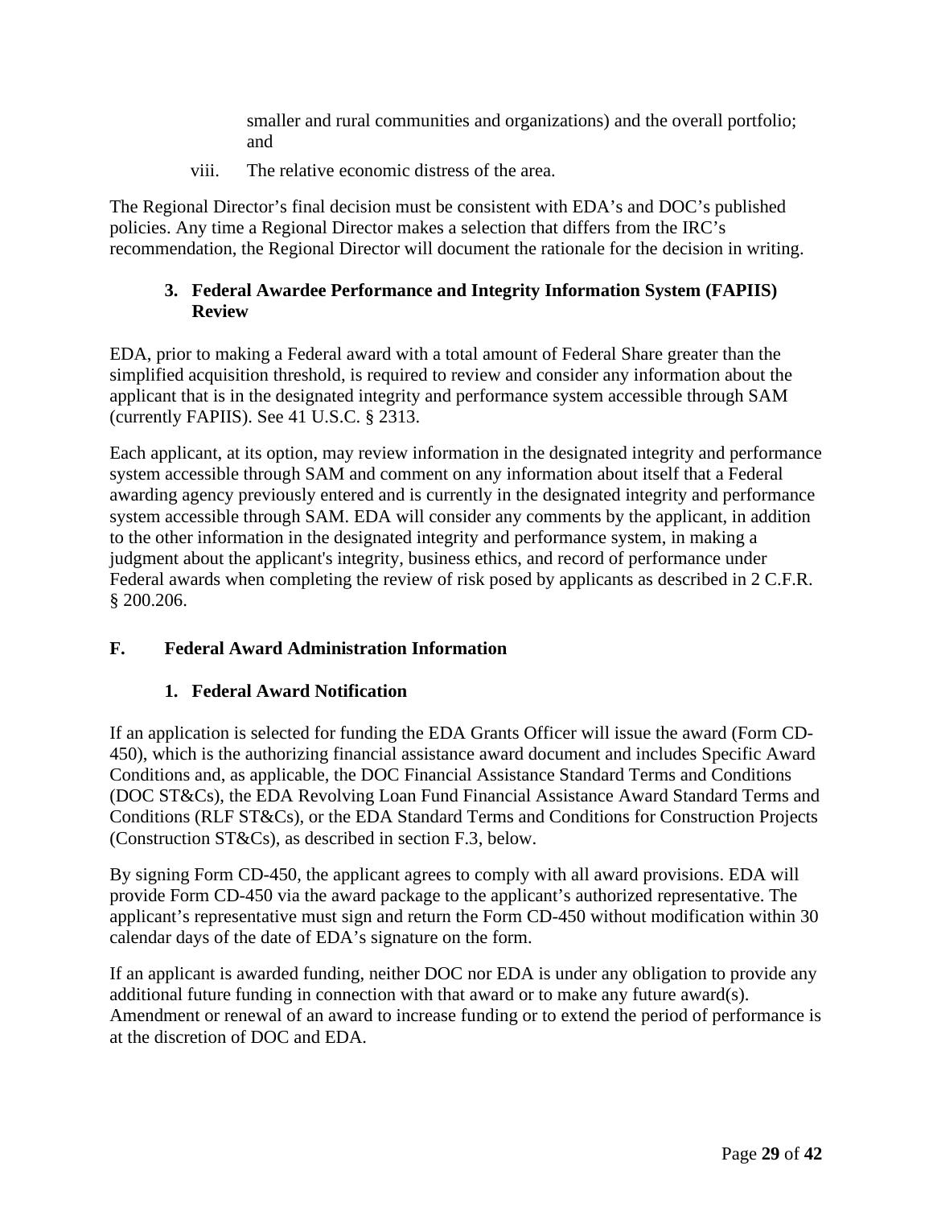smaller and rural communities and organizations) and the overall portfolio; and

viii. The relative economic distress of the area.

The Regional Director's final decision must be consistent with EDA's and DOC's published policies. Any time a Regional Director makes a selection that differs from the IRC's recommendation, the Regional Director will document the rationale for the decision in writing.

### 3. Federal Awardee Performance and Integrity Information System (FAPIIS) Review

EDA, prior to making a Federal award with a total amount of Federal Share greater than the simplified acquisition threshold, is required to review and consider any information about the applicant that is in the designated integrity and performance system accessible through SAM (currently FAPIIS). See 41 U.S.C. § 2313.

Each applicant, at its option, may review information in the designated integrity and performance system accessible through SAM and comment on any information about itself that a Federal awarding agency previously entered and is currently in the designated integrity and performance system accessible through SAM. EDA will consider any comments by the applicant, in addition to the other information in the designated integrity and performance system, in making a judgment about the applicant's integrity, business ethics, and record of performance under Federal awards when completing the review of risk posed by applicants as described in 2 C.F.R. § 200.206.

## F. Federal Award Administration Information

### 1. Federal Award Notification

If an application is selected for funding the EDA Grants Officer will issue the award (Form CD-450), which is the authorizing financial assistance award document and includes Specific Award Conditions and, as applicable, the DOC Financial Assistance Standard Terms and Conditions (DOC ST&Cs), the EDA Revolving Loan Fund Financial Assistance Award Standard Terms and Conditions (RLF ST&Cs), or the EDA Standard Terms and Conditions for Construction Projects (Construction ST&Cs), as described in section F.3, below.

By signing Form CD-450, the applicant agrees to comply with all award provisions. EDA will provide Form CD-450 via the award package to the applicant's authorized representative. The applicant's representative must sign and return the Form CD-450 without modification within 30 calendar days of the date of EDA's signature on the form.

If an applicant is awarded funding, neither DOC nor EDA is under any obligation to provide any additional future funding in connection with that award or to make any future award(s). Amendment or renewal of an award to increase funding or to extend the period of performance is at the discretion of DOC and EDA.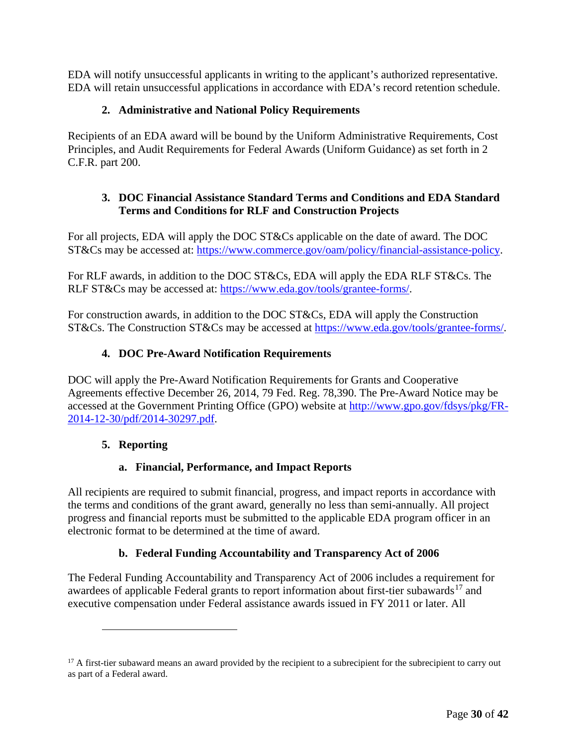EDA will notify unsuccessful applicants in writing to the applicant's authorized representative. EDA will retain unsuccessful applications in accordance with EDA's record retention schedule.

### 2. Administrative and National Policy Requirements

Recipients of an EDA award will be bound by the Uniform Administrative Requirements, Cost Principles, and Audit Requirements for Federal Awards (Uniform Guidance) as set forth in 2 C.F.R. part 200.

### 3. DOC Financial Assistance Standard Terms and Conditions and EDA Standard Terms and Conditions for RLF and Construction Projects

For all projects, EDA will apply the DOC ST&Cs applicable on the date of award. The DOC ST&Cs may be accessed at: [https://www.commerce.gov/oam/policy/financial-assistance-policy](https://www.commerce.gov/oam/policy/financial-assistance-policy).

For RLF awards, in addition to the DOC ST&Cs, EDA will apply the EDA RLF ST&Cs. The RLF ST&Cs may be accessed at: [https://www.eda.gov/tools/grantee-forms/](https://www.eda.gov/tools/grantee-forms/).

For construction awards, in addition to the DOC ST&Cs, EDA will apply the Construction ST&Cs. The Construction ST&Cs may be accessed at [https://www.eda.gov/tools/grantee-forms/](https://www.eda.gov/tools/grantee-forms/).

### 4. DOC Pre-Award Notification Requirements

DOC will apply the Pre-Award Notification Requirements for Grants and Cooperative Agreements effective December 26, 2014, 79 Fed. Reg. 78,390. The Pre-Award Notice may be accessed at the Government Printing Office (GPO) website at [http://www.gpo.gov/fdsys/pkg/FR-2014-12-30/pdf/2014-30297.pdf](http://www.gpo.gov/fdsys/pkg/FR-2014-12-30/pdf/2014-30297.pdf).

### 5. Reporting

#### a. Financial, Performance, and Impact Reports

All recipients are required to submit financial, progress, and impact reports in accordance with the terms and conditions of the grant award, generally no less than semi-annually. All project progress and financial reports must be submitted to the applicable EDA program officer in an electronic format to be determined at the time of award.

#### b. Federal Funding Accountability and Transparency Act of 2006

The Federal Funding Accountability and Transparency Act of 2006 includes a requirement for awardees of applicable Federal grants to report information about first-tier subawards[17] and executive compensation under Federal assistance awards issued in FY 2011 or later. All

---

[17] A first-tier subaward means an award provided by the recipient to a subrecipient for the subrecipient to carry out as part of a Federal award.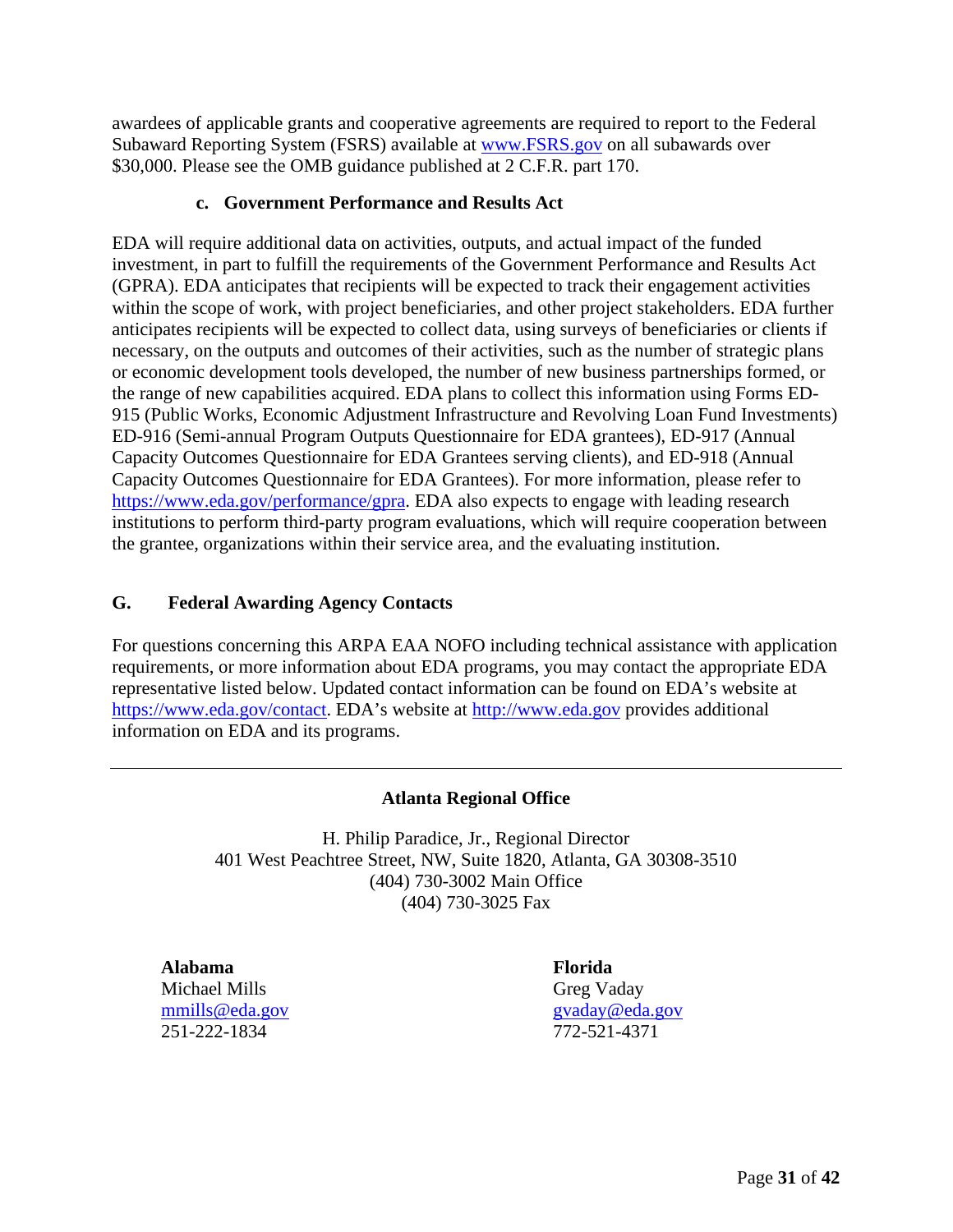awardees of applicable grants and cooperative agreements are required to report to the Federal Subaward Reporting System (FSRS) available at [www.FSRS.gov](http://www.FSRS.gov) on all subawards over $30,000. Please see the OMB guidance published at 2 C.F.R. part 170.

#### c. Government Performance and Results Act

EDA will require additional data on activities, outputs, and actual impact of the funded investment, in part to fulfill the requirements of the Government Performance and Results Act (GPRA). EDA anticipates that recipients will be expected to track their engagement activities within the scope of work, with project beneficiaries, and other project stakeholders. EDA further anticipates recipients will be expected to collect data, using surveys of beneficiaries or clients if necessary, on the outputs and outcomes of their activities, such as the number of strategic plans or economic development tools developed, the number of new business partnerships formed, or the range of new capabilities acquired. EDA plans to collect this information using Forms ED-915 (Public Works, Economic Adjustment Infrastructure and Revolving Loan Fund Investments) ED-916 (Semi-annual Program Outputs Questionnaire for EDA grantees), ED-917 (Annual Capacity Outcomes Questionnaire for EDA Grantees serving clients), and ED-918 (Annual Capacity Outcomes Questionnaire for EDA Grantees). For more information, please refer to [https://www.eda.gov/performance/gpra](https://www.eda.gov/performance/gpra). EDA also expects to engage with leading research institutions to perform third-party program evaluations, which will require cooperation between the grantee, organizations within their service area, and the evaluating institution.

## G. Federal Awarding Agency Contacts

For questions concerning this ARPA EAA NOFO including technical assistance with application requirements, or more information about EDA programs, you may contact the appropriate EDA representative listed below. Updated contact information can be found on EDA's website at [https://www.eda.gov/contact](https://www.eda.gov/contact). EDA's website at [http://www.eda.gov](http://www.eda.gov) provides additional information on EDA and its programs.

---

### Atlanta Regional Office

H. Philip Paradice, Jr., Regional Director
401 West Peachtree Street, NW, Suite 1820, Atlanta, GA 30308-3510
(404) 730-3002 Main Office
(404) 730-3025 Fax

**Alabama**
Michael Mills
[mmills@eda.gov](mailto:mmills@eda.gov)
251-222-1834

**Florida**
Greg Vaday
[gvaday@eda.gov](mailto:gvaday@eda.gov)
772-521-4371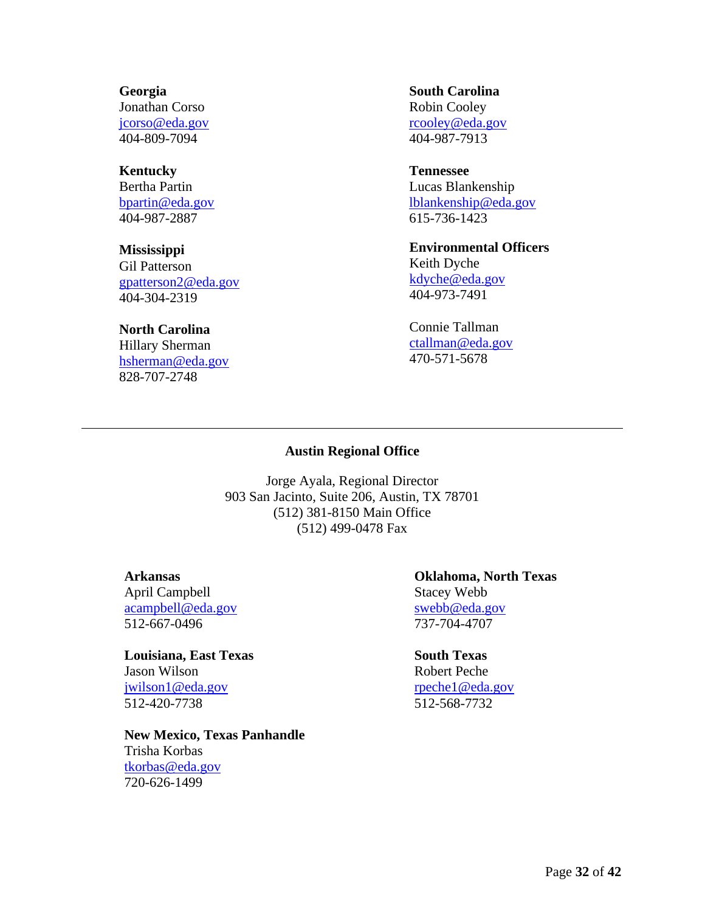**Georgia**
Jonathan Corso
jcorso@eda.gov
404-809-7094

**Kentucky**
Bertha Partin
bpartin@eda.gov
404-987-2887

**Mississippi**
Gil Patterson
gpatterson2@eda.gov
404-304-2319

**North Carolina**
Hillary Sherman
hsherman@eda.gov
828-707-2748

**South Carolina**
Robin Cooley
rcooley@eda.gov
404-987-7913

**Tennessee**
Lucas Blankenship
lblankenship@eda.gov
615-736-1423

**Environmental Officers**
Keith Dyche
kdyche@eda.gov
404-973-7491

Connie Tallman
ctallman@eda.gov
470-571-5678

---

## Austin Regional Office

Jorge Ayala, Regional Director
903 San Jacinto, Suite 206, Austin, TX 78701
(512) 381-8150 Main Office
(512) 499-0478 Fax

**Arkansas**
April Campbell
acampbell@eda.gov
512-667-0496

**Louisiana, East Texas**
Jason Wilson
jwilson1@eda.gov
512-420-7738

**New Mexico, Texas Panhandle**
Trisha Korbas
tkorbas@eda.gov
720-626-1499

**Oklahoma, North Texas**
Stacey Webb
swebb@eda.gov
737-704-4707

**South Texas**
Robert Peche
rpeche1@eda.gov
512-568-7732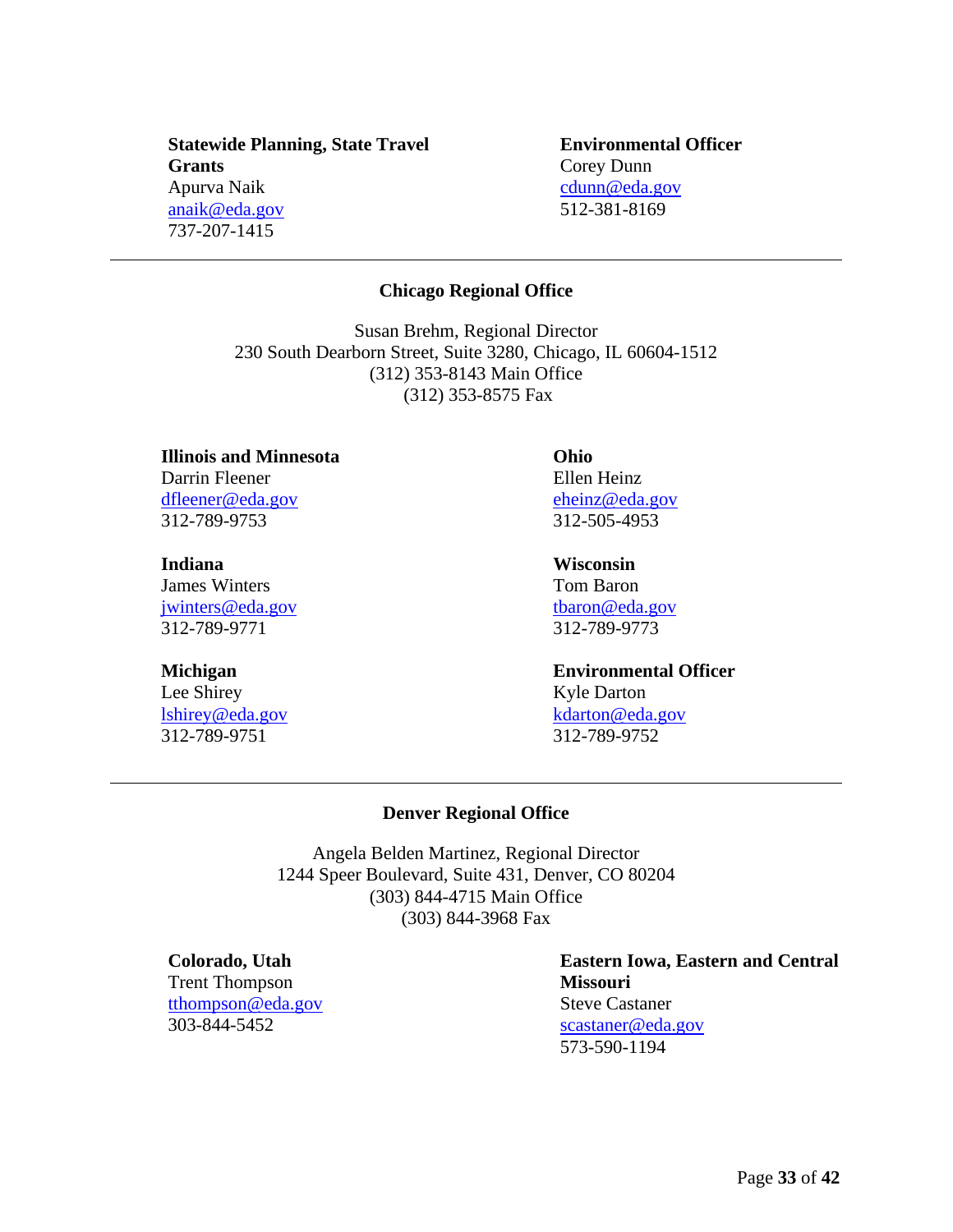**Statewide Planning, State Travel Grants**
Apurva Naik
anaik@eda.gov
737-207-1415

**Environmental Officer**
Corey Dunn
cdunn@eda.gov
512-381-8169

---

## Chicago Regional Office

Susan Brehm, Regional Director
230 South Dearborn Street, Suite 3280, Chicago, IL 60604-1512
(312) 353-8143 Main Office
(312) 353-8575 Fax

**Illinois and Minnesota**
Darrin Fleener
dfleener@eda.gov
312-789-9753

**Indiana**
James Winters
jwinters@eda.gov
312-789-9771

**Michigan**
Lee Shirey
lshirey@eda.gov
312-789-9751

**Ohio**
Ellen Heinz
eheinz@eda.gov
312-505-4953

**Wisconsin**
Tom Baron
tbaron@eda.gov
312-789-9773

**Environmental Officer**
Kyle Darton
kdarton@eda.gov
312-789-9752

---

## Denver Regional Office

Angela Belden Martinez, Regional Director
1244 Speer Boulevard, Suite 431, Denver, CO 80204
(303) 844-4715 Main Office
(303) 844-3968 Fax

**Colorado, Utah**
Trent Thompson
tthompson@eda.gov
303-844-5452

**Eastern Iowa, Eastern and Central Missouri**
Steve Castaner
scastaner@eda.gov
573-590-1194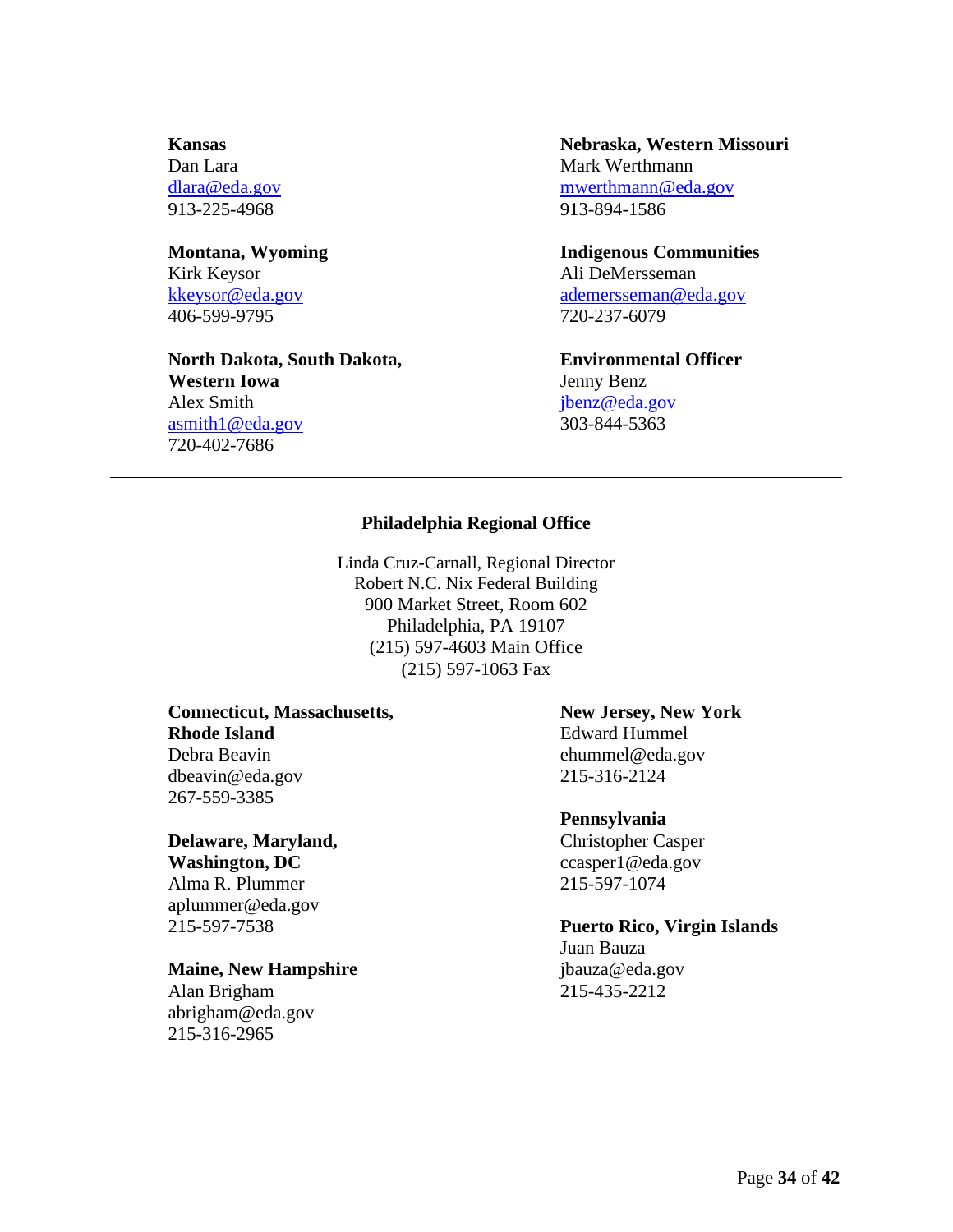**Kansas**
Dan Lara
dlara@eda.gov
913-225-4968

**Montana, Wyoming**
Kirk Keysor
kkeysor@eda.gov
406-599-9795

**North Dakota, South Dakota, Western Iowa**
Alex Smith
asmith1@eda.gov
720-402-7686

**Nebraska, Western Missouri**
Mark Werthmann
mwerthmann@eda.gov
913-894-1586

**Indigenous Communities**
Ali DeMersseman
ademersseman@eda.gov
720-237-6079

**Environmental Officer**
Jenny Benz
jbenz@eda.gov
303-844-5363

---

## Philadelphia Regional Office

Linda Cruz-Carnall, Regional Director
Robert N.C. Nix Federal Building
900 Market Street, Room 602
Philadelphia, PA 19107
(215) 597-4603 Main Office
(215) 597-1063 Fax

**Connecticut, Massachusetts, Rhode Island**
Debra Beavin
dbeavin@eda.gov
267-559-3385

**Delaware, Maryland, Washington, DC**
Alma R. Plummer
aplummer@eda.gov
215-597-7538

**Maine, New Hampshire**
Alan Brigham
abrigham@eda.gov
215-316-2965

**New Jersey, New York**
Edward Hummel
ehummel@eda.gov
215-316-2124

**Pennsylvania**
Christopher Casper
ccasper1@eda.gov
215-597-1074

**Puerto Rico, Virgin Islands**
Juan Bauza
jbauza@eda.gov
215-435-2212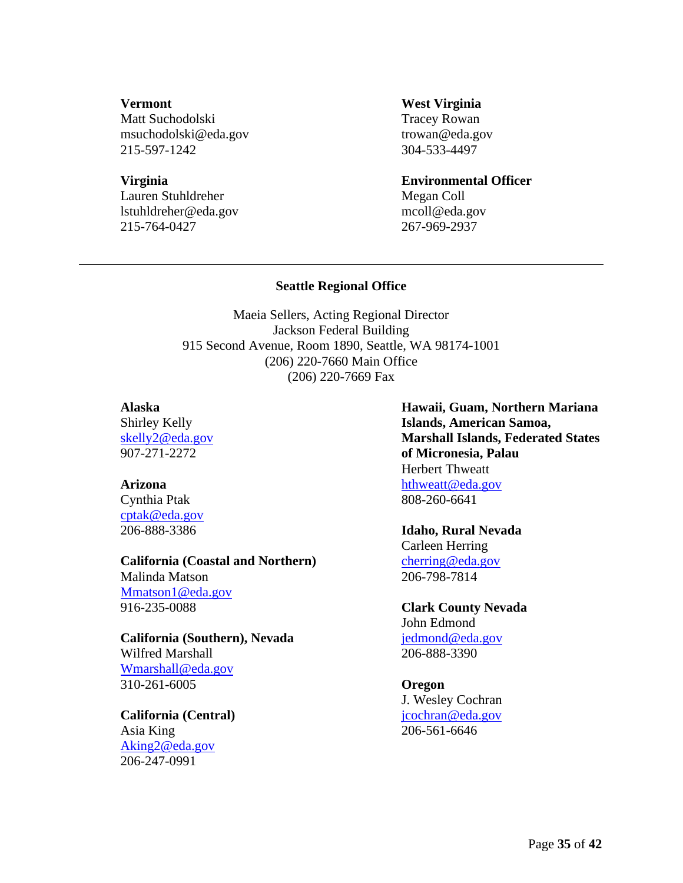**Vermont**
Matt Suchodolski
msuchodolski@eda.gov
215-597-1242

**Virginia**
Lauren Stuhldreher
lstuhldreher@eda.gov
215-764-0427

**West Virginia**
Tracey Rowan
trowan@eda.gov
304-533-4497

**Environmental Officer**
Megan Coll
mcoll@eda.gov
267-969-2937

---

### Seattle Regional Office

Maeia Sellers, Acting Regional Director
Jackson Federal Building
915 Second Avenue, Room 1890, Seattle, WA 98174-1001
(206) 220-7660 Main Office
(206) 220-7669 Fax

**Alaska**
Shirley Kelly
skelly2@eda.gov
907-271-2272

**Arizona**
Cynthia Ptak
cptak@eda.gov
206-888-3386

**California (Coastal and Northern)**
Malinda Matson
Mmatson1@eda.gov
916-235-0088

**California (Southern), Nevada**
Wilfred Marshall
Wmarshall@eda.gov
310-261-6005

**California (Central)**
Asia King
Aking2@eda.gov
206-247-0991

**Hawaii, Guam, Northern Mariana Islands, American Samoa, Marshall Islands, Federated States of Micronesia, Palau**
Herbert Thweatt
hthweatt@eda.gov
808-260-6641

**Idaho, Rural Nevada**
Carleen Herring
cherring@eda.gov
206-798-7814

**Clark County Nevada**
John Edmond
jedmond@eda.gov
206-888-3390

**Oregon**
J. Wesley Cochran
jcochran@eda.gov
206-561-6646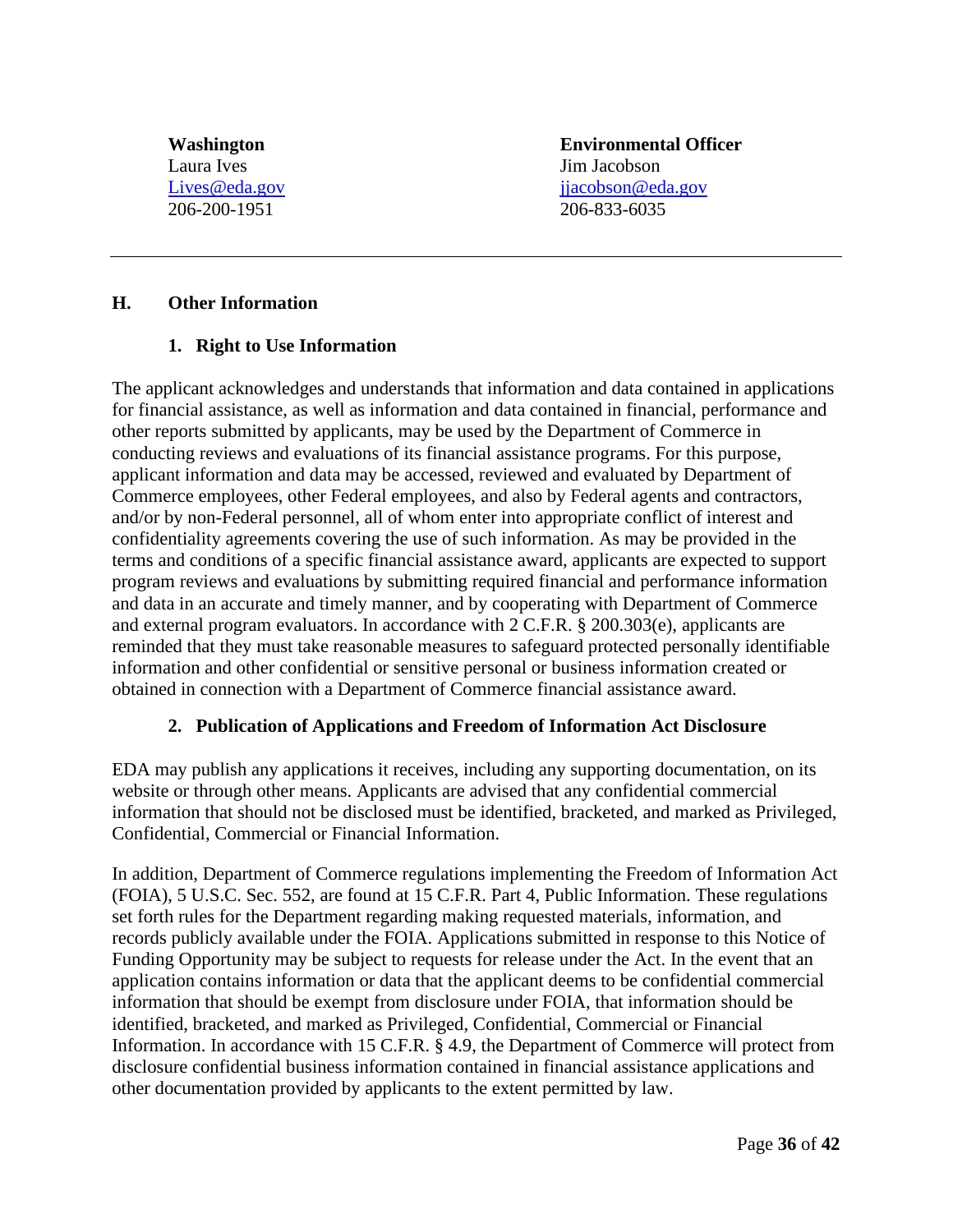| | |
|---|---|
| **Washington**<br>Laura Ives<br>Lives@eda.gov<br>206-200-1951 | **Environmental Officer**<br>Jim Jacobson<br>jjacobson@eda.gov<br>206-833-6035 |

---

## H. Other Information

### 1. Right to Use Information

The applicant acknowledges and understands that information and data contained in applications for financial assistance, as well as information and data contained in financial, performance and other reports submitted by applicants, may be used by the Department of Commerce in conducting reviews and evaluations of its financial assistance programs. For this purpose, applicant information and data may be accessed, reviewed and evaluated by Department of Commerce employees, other Federal employees, and also by Federal agents and contractors, and/or by non-Federal personnel, all of whom enter into appropriate conflict of interest and confidentiality agreements covering the use of such information. As may be provided in the terms and conditions of a specific financial assistance award, applicants are expected to support program reviews and evaluations by submitting required financial and performance information and data in an accurate and timely manner, and by cooperating with Department of Commerce and external program evaluators. In accordance with 2 C.F.R. § 200.303(e), applicants are reminded that they must take reasonable measures to safeguard protected personally identifiable information and other confidential or sensitive personal or business information created or obtained in connection with a Department of Commerce financial assistance award.

### 2. Publication of Applications and Freedom of Information Act Disclosure

EDA may publish any applications it receives, including any supporting documentation, on its website or through other means. Applicants are advised that any confidential commercial information that should not be disclosed must be identified, bracketed, and marked as Privileged, Confidential, Commercial or Financial Information.

In addition, Department of Commerce regulations implementing the Freedom of Information Act (FOIA), 5 U.S.C. Sec. 552, are found at 15 C.F.R. Part 4, Public Information. These regulations set forth rules for the Department regarding making requested materials, information, and records publicly available under the FOIA. Applications submitted in response to this Notice of Funding Opportunity may be subject to requests for release under the Act. In the event that an application contains information or data that the applicant deems to be confidential commercial information that should be exempt from disclosure under FOIA, that information should be identified, bracketed, and marked as Privileged, Confidential, Commercial or Financial Information. In accordance with 15 C.F.R. § 4.9, the Department of Commerce will protect from disclosure confidential business information contained in financial assistance applications and other documentation provided by applicants to the extent permitted by law.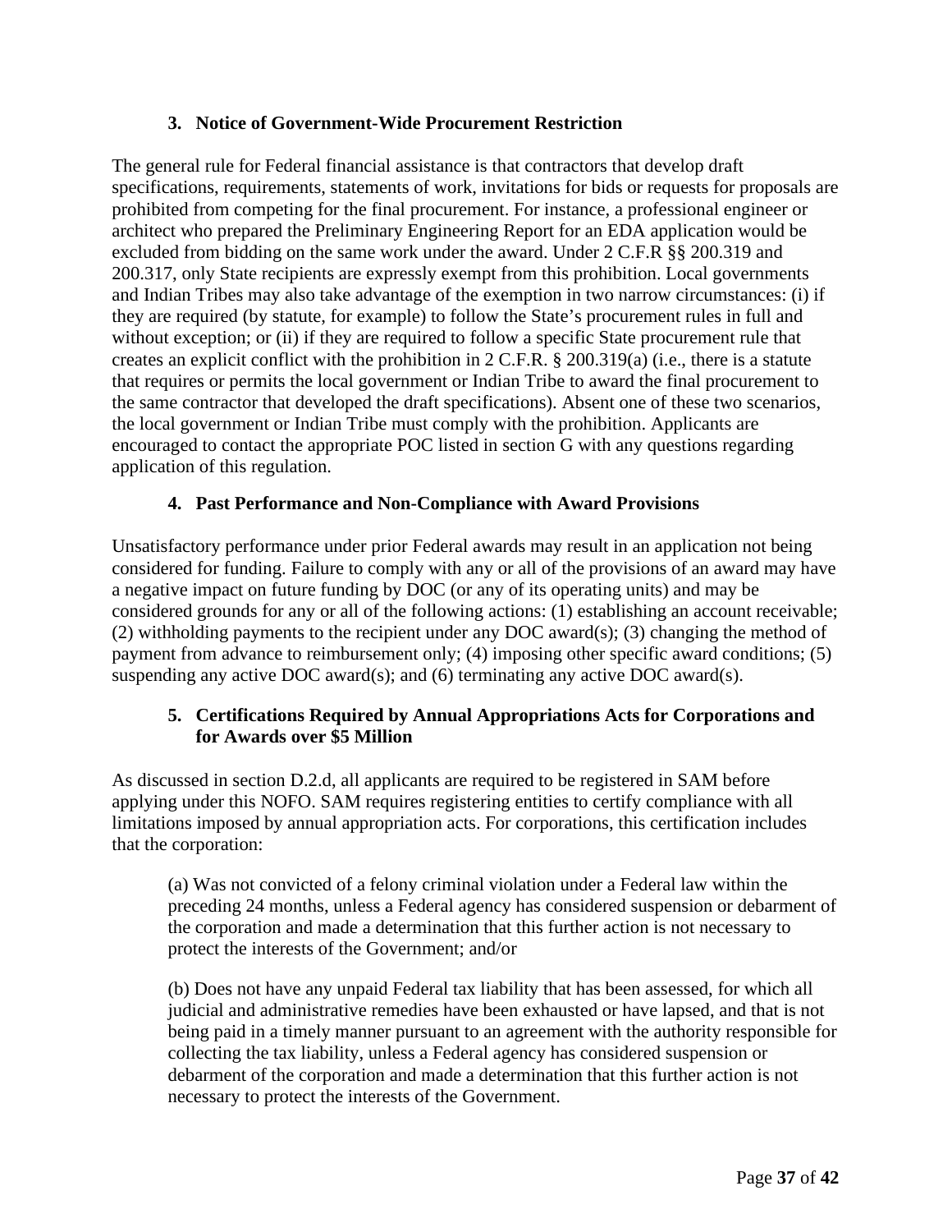### 3. Notice of Government-Wide Procurement Restriction

The general rule for Federal financial assistance is that contractors that develop draft specifications, requirements, statements of work, invitations for bids or requests for proposals are prohibited from competing for the final procurement. For instance, a professional engineer or architect who prepared the Preliminary Engineering Report for an EDA application would be excluded from bidding on the same work under the award. Under 2 C.F.R §§ 200.319 and 200.317, only State recipients are expressly exempt from this prohibition. Local governments and Indian Tribes may also take advantage of the exemption in two narrow circumstances: (i) if they are required (by statute, for example) to follow the State's procurement rules in full and without exception; or (ii) if they are required to follow a specific State procurement rule that creates an explicit conflict with the prohibition in 2 C.F.R. § 200.319(a) (i.e., there is a statute that requires or permits the local government or Indian Tribe to award the final procurement to the same contractor that developed the draft specifications). Absent one of these two scenarios, the local government or Indian Tribe must comply with the prohibition. Applicants are encouraged to contact the appropriate POC listed in section G with any questions regarding application of this regulation.

### 4. Past Performance and Non-Compliance with Award Provisions

Unsatisfactory performance under prior Federal awards may result in an application not being considered for funding. Failure to comply with any or all of the provisions of an award may have a negative impact on future funding by DOC (or any of its operating units) and may be considered grounds for any or all of the following actions: (1) establishing an account receivable; (2) withholding payments to the recipient under any DOC award(s); (3) changing the method of payment from advance to reimbursement only; (4) imposing other specific award conditions; (5) suspending any active DOC award(s); and (6) terminating any active DOC award(s).

### 5. Certifications Required by Annual Appropriations Acts for Corporations and for Awards over $5 Million

As discussed in section D.2.d, all applicants are required to be registered in SAM before applying under this NOFO. SAM requires registering entities to certify compliance with all limitations imposed by annual appropriation acts. For corporations, this certification includes that the corporation:

(a) Was not convicted of a felony criminal violation under a Federal law within the preceding 24 months, unless a Federal agency has considered suspension or debarment of the corporation and made a determination that this further action is not necessary to protect the interests of the Government; and/or

(b) Does not have any unpaid Federal tax liability that has been assessed, for which all judicial and administrative remedies have been exhausted or have lapsed, and that is not being paid in a timely manner pursuant to an agreement with the authority responsible for collecting the tax liability, unless a Federal agency has considered suspension or debarment of the corporation and made a determination that this further action is not necessary to protect the interests of the Government.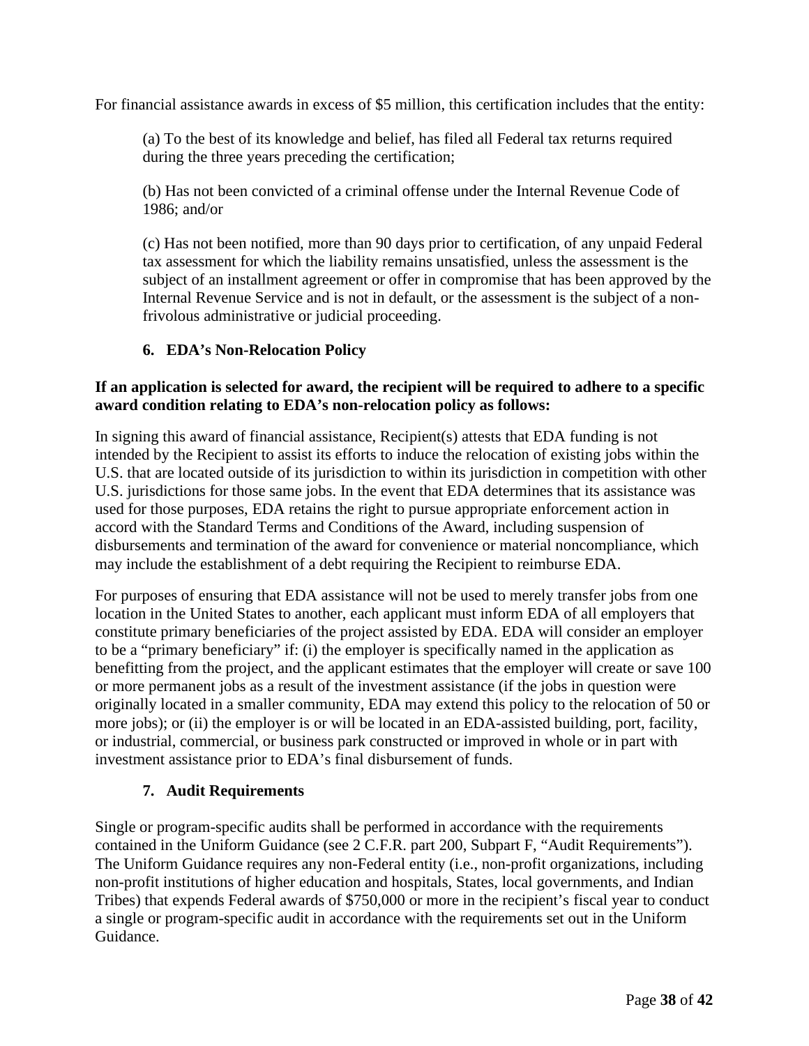For financial assistance awards in excess of $5 million, this certification includes that the entity:

(a) To the best of its knowledge and belief, has filed all Federal tax returns required during the three years preceding the certification;

(b) Has not been convicted of a criminal offense under the Internal Revenue Code of 1986; and/or

(c) Has not been notified, more than 90 days prior to certification, of any unpaid Federal tax assessment for which the liability remains unsatisfied, unless the assessment is the subject of an installment agreement or offer in compromise that has been approved by the Internal Revenue Service and is not in default, or the assessment is the subject of a non-frivolous administrative or judicial proceeding.

### 6. EDA's Non-Relocation Policy

**If an application is selected for award, the recipient will be required to adhere to a specific award condition relating to EDA's non-relocation policy as follows:**

In signing this award of financial assistance, Recipient(s) attests that EDA funding is not intended by the Recipient to assist its efforts to induce the relocation of existing jobs within the U.S. that are located outside of its jurisdiction to within its jurisdiction in competition with other U.S. jurisdictions for those same jobs. In the event that EDA determines that its assistance was used for those purposes, EDA retains the right to pursue appropriate enforcement action in accord with the Standard Terms and Conditions of the Award, including suspension of disbursements and termination of the award for convenience or material noncompliance, which may include the establishment of a debt requiring the Recipient to reimburse EDA.

For purposes of ensuring that EDA assistance will not be used to merely transfer jobs from one location in the United States to another, each applicant must inform EDA of all employers that constitute primary beneficiaries of the project assisted by EDA. EDA will consider an employer to be a "primary beneficiary" if: (i) the employer is specifically named in the application as benefitting from the project, and the applicant estimates that the employer will create or save 100 or more permanent jobs as a result of the investment assistance (if the jobs in question were originally located in a smaller community, EDA may extend this policy to the relocation of 50 or more jobs); or (ii) the employer is or will be located in an EDA-assisted building, port, facility, or industrial, commercial, or business park constructed or improved in whole or in part with investment assistance prior to EDA's final disbursement of funds.

### 7. Audit Requirements

Single or program-specific audits shall be performed in accordance with the requirements contained in the Uniform Guidance (see 2 C.F.R. part 200, Subpart F, "Audit Requirements"). The Uniform Guidance requires any non-Federal entity (i.e., non-profit organizations, including non-profit institutions of higher education and hospitals, States, local governments, and Indian Tribes) that expends Federal awards of $750,000 or more in the recipient's fiscal year to conduct a single or program-specific audit in accordance with the requirements set out in the Uniform Guidance.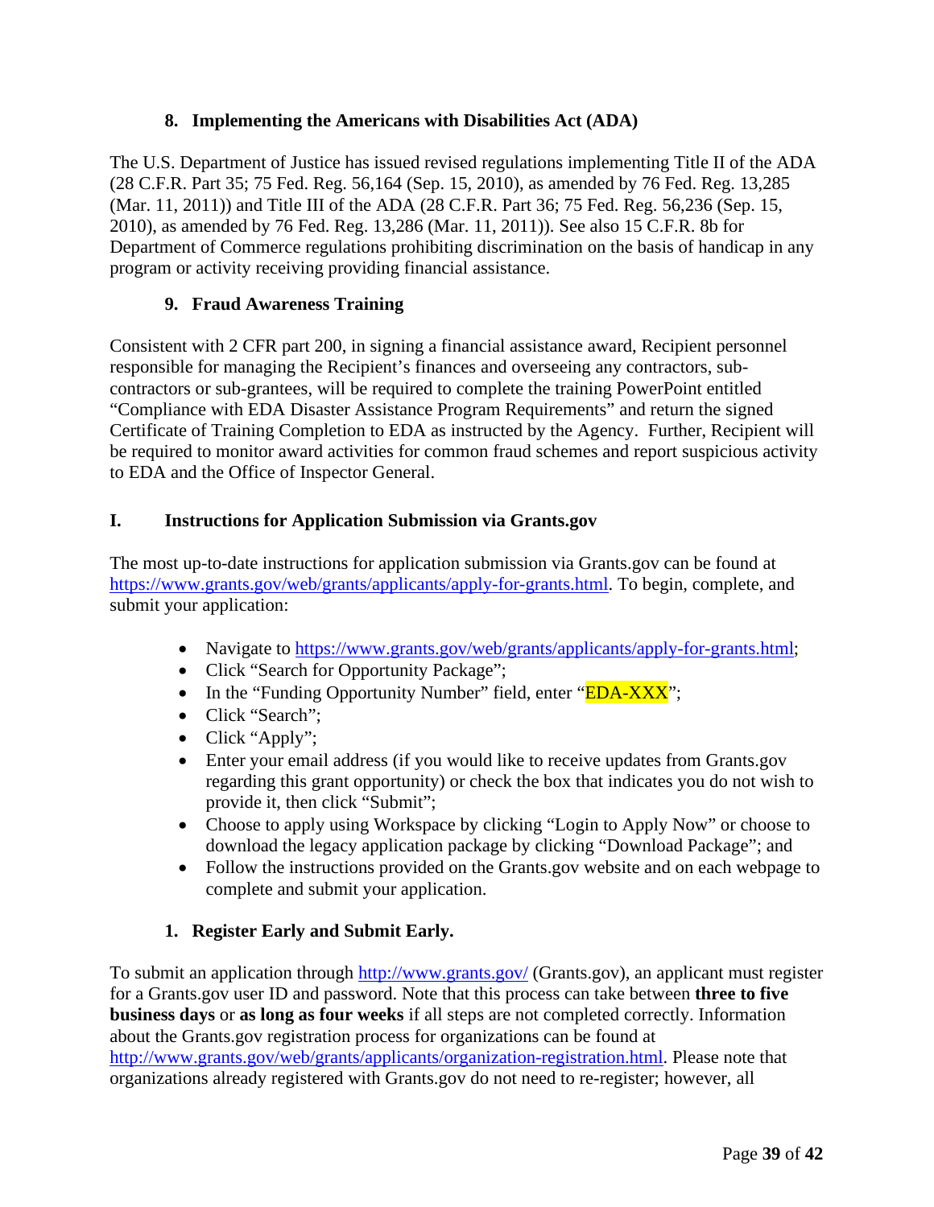### 8. Implementing the Americans with Disabilities Act (ADA)

The U.S. Department of Justice has issued revised regulations implementing Title II of the ADA (28 C.F.R. Part 35; 75 Fed. Reg. 56,164 (Sep. 15, 2010), as amended by 76 Fed. Reg. 13,285 (Mar. 11, 2011)) and Title III of the ADA (28 C.F.R. Part 36; 75 Fed. Reg. 56,236 (Sep. 15, 2010), as amended by 76 Fed. Reg. 13,286 (Mar. 11, 2011)). See also 15 C.F.R. 8b for Department of Commerce regulations prohibiting discrimination on the basis of handicap in any program or activity receiving providing financial assistance.

### 9. Fraud Awareness Training

Consistent with 2 CFR part 200, in signing a financial assistance award, Recipient personnel responsible for managing the Recipient's finances and overseeing any contractors, sub-contractors or sub-grantees, will be required to complete the training PowerPoint entitled "Compliance with EDA Disaster Assistance Program Requirements" and return the signed Certificate of Training Completion to EDA as instructed by the Agency. Further, Recipient will be required to monitor award activities for common fraud schemes and report suspicious activity to EDA and the Office of Inspector General.

## I. Instructions for Application Submission via Grants.gov

The most up-to-date instructions for application submission via Grants.gov can be found at https://www.grants.gov/web/grants/applicants/apply-for-grants.html. To begin, complete, and submit your application:

- Navigate to https://www.grants.gov/web/grants/applicants/apply-for-grants.html;
- Click "Search for Opportunity Package";
- In the "Funding Opportunity Number" field, enter "EDA-XXX";
- Click "Search";
- Click "Apply";
- Enter your email address (if you would like to receive updates from Grants.gov regarding this grant opportunity) or check the box that indicates you do not wish to provide it, then click "Submit";
- Choose to apply using Workspace by clicking "Login to Apply Now" or choose to download the legacy application package by clicking "Download Package"; and
- Follow the instructions provided on the Grants.gov website and on each webpage to complete and submit your application.

### 1. Register Early and Submit Early.

To submit an application through http://www.grants.gov/ (Grants.gov), an applicant must register for a Grants.gov user ID and password. Note that this process can take between **three to five business days** or **as long as four weeks** if all steps are not completed correctly. Information about the Grants.gov registration process for organizations can be found at http://www.grants.gov/web/grants/applicants/organization-registration.html. Please note that organizations already registered with Grants.gov do not need to re-register; however, all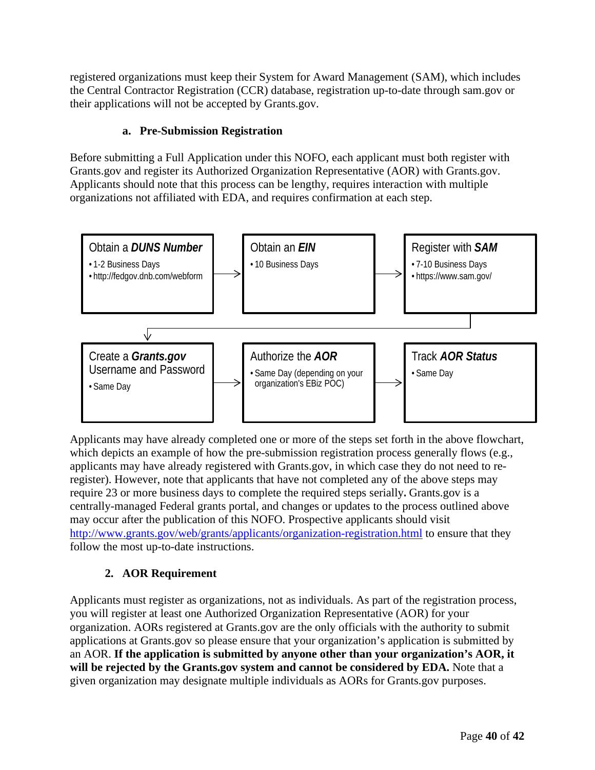registered organizations must keep their System for Award Management (SAM), which includes the Central Contractor Registration (CCR) database, registration up-to-date through sam.gov or their applications will not be accepted by Grants.gov.

### a. Pre-Submission Registration

Before submitting a Full Application under this NOFO, each applicant must both register with Grants.gov and register its Authorized Organization Representative (AOR) with Grants.gov. Applicants should note that this process can be lengthy, requires interaction with multiple organizations not affiliated with EDA, and requires confirmation at each step.

Obtain a ***DUNS Number***
- 1-2 Business Days
- http://fedgov.dnb.com/webform

→ Obtain an ***EIN***
- 10 Business Days

→ Register with ***SAM***
- 7-10 Business Days
- https://www.sam.gov/

→ Create a ***Grants.gov*** Username and Password
- Same Day

→ Authorize the ***AOR***
- Same Day (depending on your organization's EBiz POC)

→ Track ***AOR Status***
- Same Day

Applicants may have already completed one or more of the steps set forth in the above flowchart, which depicts an example of how the pre-submission registration process generally flows (e.g., applicants may have already registered with Grants.gov, in which case they do not need to re-register). However, note that applicants that have not completed any of the above steps may require 23 or more business days to complete the required steps serially**.** Grants.gov is a centrally-managed Federal grants portal, and changes or updates to the process outlined above may occur after the publication of this NOFO. Prospective applicants should visit http://www.grants.gov/web/grants/applicants/organization-registration.html to ensure that they follow the most up-to-date instructions.

### 2. AOR Requirement

Applicants must register as organizations, not as individuals. As part of the registration process, you will register at least one Authorized Organization Representative (AOR) for your organization. AORs registered at Grants.gov are the only officials with the authority to submit applications at Grants.gov so please ensure that your organization's application is submitted by an AOR. **If the application is submitted by anyone other than your organization's AOR, it will be rejected by the Grants.gov system and cannot be considered by EDA.** Note that a given organization may designate multiple individuals as AORs for Grants.gov purposes.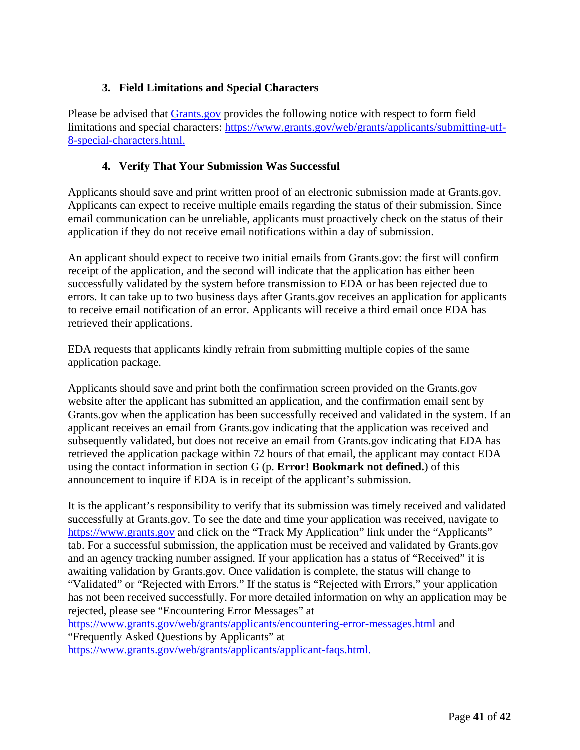### 3. Field Limitations and Special Characters

Please be advised that [Grants.gov](https://www.grants.gov) provides the following notice with respect to form field limitations and special characters: [https://www.grants.gov/web/grants/applicants/submitting-utf-8-special-characters.html.](https://www.grants.gov/web/grants/applicants/submitting-utf-8-special-characters.html)

### 4. Verify That Your Submission Was Successful

Applicants should save and print written proof of an electronic submission made at Grants.gov. Applicants can expect to receive multiple emails regarding the status of their submission. Since email communication can be unreliable, applicants must proactively check on the status of their application if they do not receive email notifications within a day of submission.

An applicant should expect to receive two initial emails from Grants.gov: the first will confirm receipt of the application, and the second will indicate that the application has either been successfully validated by the system before transmission to EDA or has been rejected due to errors. It can take up to two business days after Grants.gov receives an application for applicants to receive email notification of an error. Applicants will receive a third email once EDA has retrieved their applications.

EDA requests that applicants kindly refrain from submitting multiple copies of the same application package.

Applicants should save and print both the confirmation screen provided on the Grants.gov website after the applicant has submitted an application, and the confirmation email sent by Grants.gov when the application has been successfully received and validated in the system. If an applicant receives an email from Grants.gov indicating that the application was received and subsequently validated, but does not receive an email from Grants.gov indicating that EDA has retrieved the application package within 72 hours of that email, the applicant may contact EDA using the contact information in section G (p. **Error! Bookmark not defined.**) of this announcement to inquire if EDA is in receipt of the applicant's submission.

It is the applicant's responsibility to verify that its submission was timely received and validated successfully at Grants.gov. To see the date and time your application was received, navigate to [https://www.grants.gov](https://www.grants.gov) and click on the "Track My Application" link under the "Applicants" tab. For a successful submission, the application must be received and validated by Grants.gov and an agency tracking number assigned. If your application has a status of "Received" it is awaiting validation by Grants.gov. Once validation is complete, the status will change to "Validated" or "Rejected with Errors." If the status is "Rejected with Errors," your application has not been received successfully. For more detailed information on why an application may be rejected, please see "Encountering Error Messages" at [https://www.grants.gov/web/grants/applicants/encountering-error-messages.html](https://www.grants.gov/web/grants/applicants/encountering-error-messages.html) and "Frequently Asked Questions by Applicants" at [https://www.grants.gov/web/grants/applicants/applicant-faqs.html.](https://www.grants.gov/web/grants/applicants/applicant-faqs.html)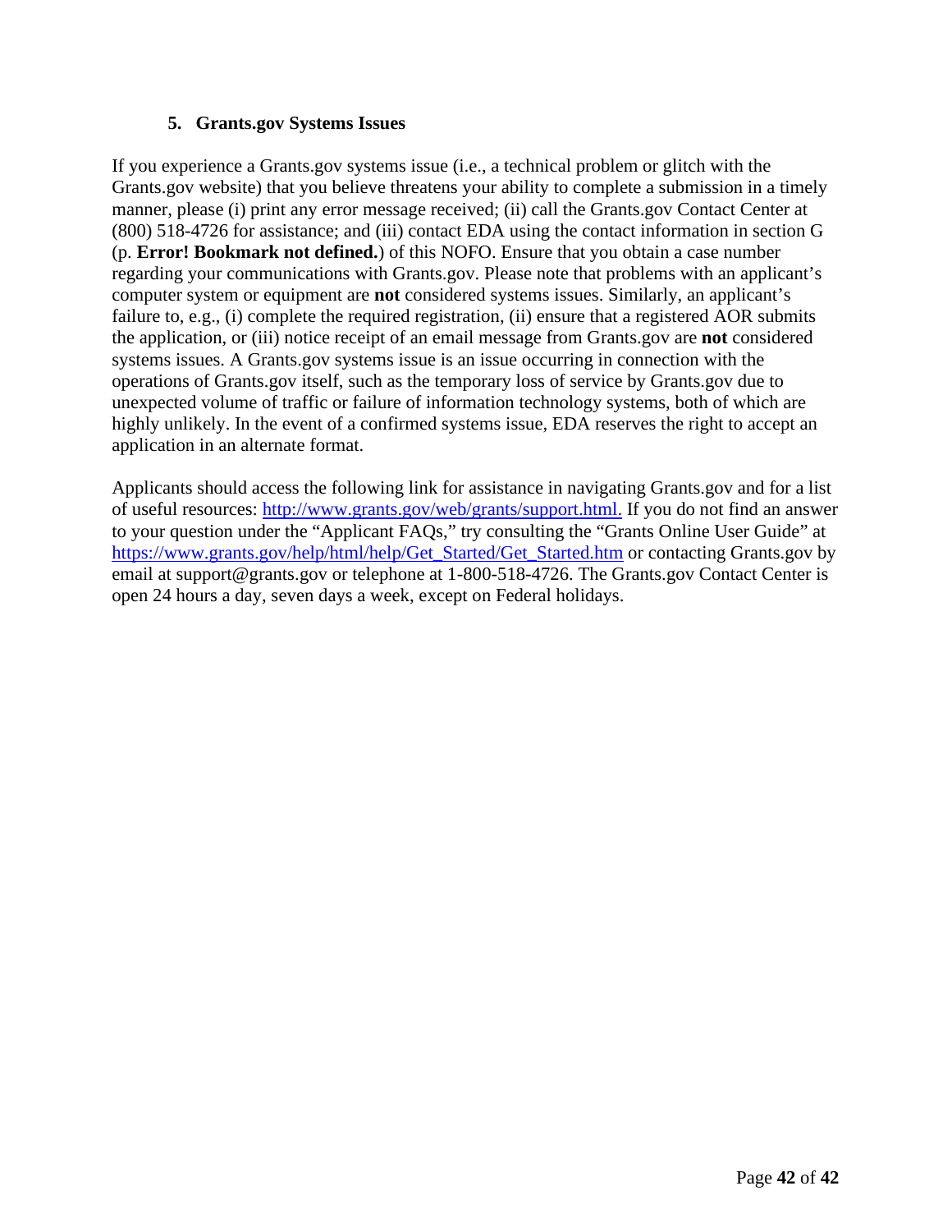### 5. Grants.gov Systems Issues

If you experience a Grants.gov systems issue (i.e., a technical problem or glitch with the Grants.gov website) that you believe threatens your ability to complete a submission in a timely manner, please (i) print any error message received; (ii) call the Grants.gov Contact Center at (800) 518-4726 for assistance; and (iii) contact EDA using the contact information in section G (p. **Error! Bookmark not defined.**) of this NOFO. Ensure that you obtain a case number regarding your communications with Grants.gov. Please note that problems with an applicant's computer system or equipment are **not** considered systems issues. Similarly, an applicant's failure to, e.g., (i) complete the required registration, (ii) ensure that a registered AOR submits the application, or (iii) notice receipt of an email message from Grants.gov are **not** considered systems issues. A Grants.gov systems issue is an issue occurring in connection with the operations of Grants.gov itself, such as the temporary loss of service by Grants.gov due to unexpected volume of traffic or failure of information technology systems, both of which are highly unlikely. In the event of a confirmed systems issue, EDA reserves the right to accept an application in an alternate format.

Applicants should access the following link for assistance in navigating Grants.gov and for a list of useful resources: [http://www.grants.gov/web/grants/support.html.](http://www.grants.gov/web/grants/support.html) If you do not find an answer to your question under the "Applicant FAQs," try consulting the "Grants Online User Guide" at [https://www.grants.gov/help/html/help/Get_Started/Get_Started.htm](https://www.grants.gov/help/html/help/Get_Started/Get_Started.htm) or contacting Grants.gov by email at support@grants.gov or telephone at 1-800-518-4726. The Grants.gov Contact Center is open 24 hours a day, seven days a week, except on Federal holidays.